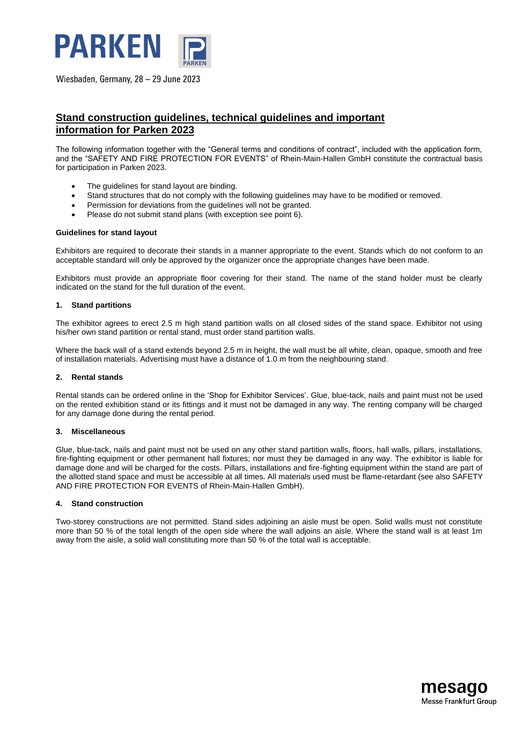# PARKEN

Wiesbaden, Germany, 28 – 29 June 2023

## Stand construction guidelines, technical guidelines and important information for Parken 2023

The following information together with the "General terms and conditions of contract", included with the application form, and the "SAFETY AND FIRE PROTECTION FOR EVENTS" of Rhein-Main-Hallen GmbH constitute the contractual basis for participation in Parken 2023.

- The guidelines for stand layout are binding.
- Stand structures that do not comply with the following guidelines may have to be modified or removed.
- Permission for deviations from the guidelines will not be granted.
- Please do not submit stand plans (with exception see point 6).

### Guidelines for stand layout

Exhibitors are required to decorate their stands in a manner appropriate to the event. Stands which do not conform to an acceptable standard will only be approved by the organizer once the appropriate changes have been made.

Exhibitors must provide an appropriate floor covering for their stand. The name of the stand holder must be clearly indicated on the stand for the full duration of the event.

### 1. Stand partitions

The exhibitor agrees to erect 2.5 m high stand partition walls on all closed sides of the stand space. Exhibitor not using his/her own stand partition or rental stand, must order stand partition walls.

Where the back wall of a stand extends beyond 2.5 m in height, the wall must be all white, clean, opaque, smooth and free of installation materials. Advertising must have a distance of 1.0 m from the neighbouring stand.

### 2. Rental stands

Rental stands can be ordered online in the 'Shop for Exhibitor Services'. Glue, blue-tack, nails and paint must not be used on the rented exhibition stand or its fittings and it must not be damaged in any way. The renting company will be charged for any damage done during the rental period.

### 3. Miscellaneous

Glue, blue-tack, nails and paint must not be used on any other stand partition walls, floors, hall walls, pillars, installations, fire-fighting equipment or other permanent hall fixtures; nor must they be damaged in any way. The exhibitor is liable for damage done and will be charged for the costs. Pillars, installations and fire-fighting equipment within the stand are part of the allotted stand space and must be accessible at all times. All materials used must be flame-retardant (see also SAFETY AND FIRE PROTECTION FOR EVENTS of Rhein-Main-Hallen GmbH).

### 4. Stand construction

Two-storey constructions are not permitted. Stand sides adjoining an aisle must be open. Solid walls must not constitute more than 50 % of the total length of the open side where the wall adjoins an aisle. Where the stand wall is at least 1m away from the aisle, a solid wall constituting more than 50 % of the total wall is acceptable.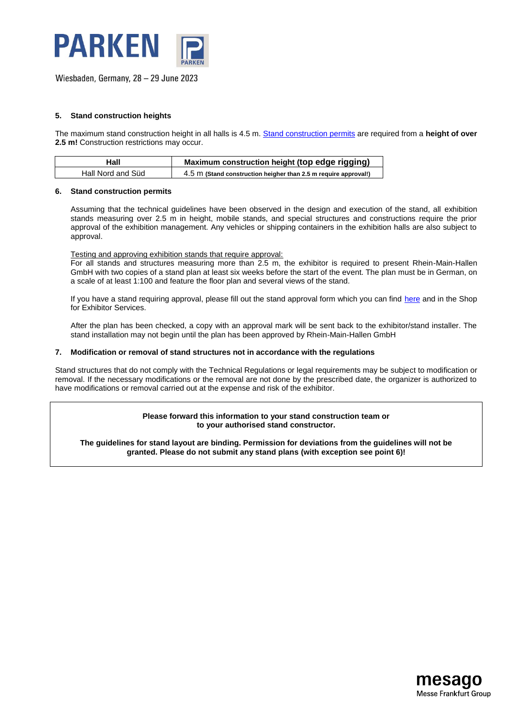### 5. Stand construction heights

The maximum stand construction height in all halls is 4.5 m. [Stand construction permits]() are required from a **height of over 2.5 m!** Construction restrictions may occur.

| Hall | Maximum construction height (top edge rigging) |
|---|---|
| Hall Nord and Süd | 4.5 m **(Stand construction heigher than 2.5 m require approval!)** |

### 6. Stand construction permits

Assuming that the technical guidelines have been observed in the design and execution of the stand, all exhibition stands measuring over 2.5 m in height, mobile stands, and special structures and constructions require the prior approval of the exhibition management. Any vehicles or shipping containers in the exhibition halls are also subject to approval.

<u>Testing and approving exhibition stands that require approval:</u>
For all stands and structures measuring more than 2.5 m, the exhibitor is required to present Rhein-Main-Hallen GmbH with two copies of a stand plan at least six weeks before the start of the event. The plan must be in German, on a scale of at least 1:100 and feature the floor plan and several views of the stand.

If you have a stand requiring approval, please fill out the stand approval form which you can find [here]() and in the Shop for Exhibitor Services.

After the plan has been checked, a copy with an approval mark will be sent back to the exhibitor/stand installer. The stand installation may not begin until the plan has been approved by Rhein-Main-Hallen GmbH

### 7. Modification or removal of stand structures not in accordance with the regulations

Stand structures that do not comply with the Technical Regulations or legal requirements may be subject to modification or removal. If the necessary modifications or the removal are not done by the prescribed date, the organizer is authorized to have modifications or removal carried out at the expense and risk of the exhibitor.

**Please forward this information to your stand construction team or to your authorised stand constructor.**

**The guidelines for stand layout are binding. Permission for deviations from the guidelines will not be granted. Please do not submit any stand plans (with exception see point 6)!**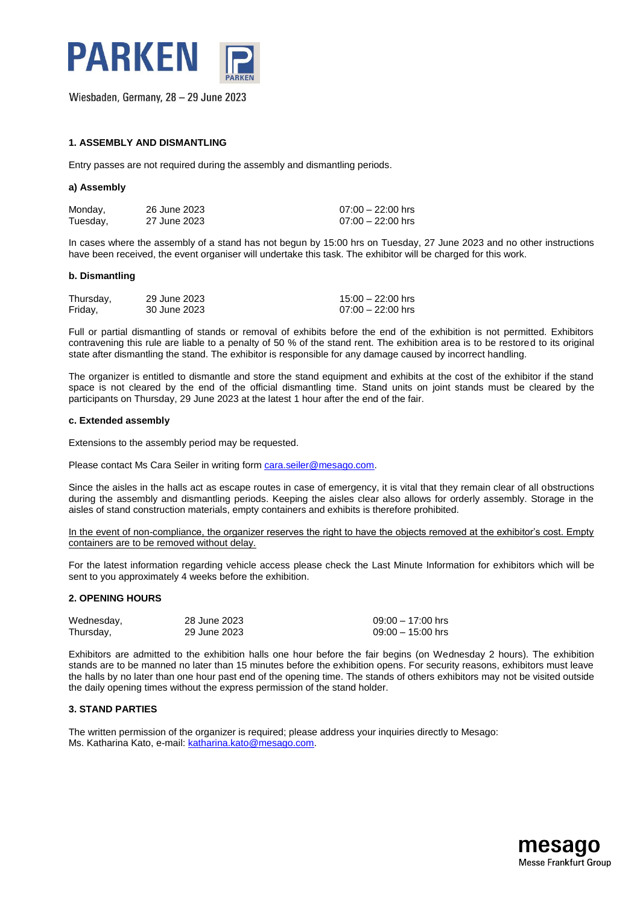# PARKEN

Wiesbaden, Germany, 28 – 29 June 2023

## 1. ASSEMBLY AND DISMANTLING

Entry passes are not required during the assembly and dismantling periods.

### a) Assembly

| | | |
|---|---|---|
| Monday, | 26 June 2023 | 07:00 – 22:00 hrs |
| Tuesday, | 27 June 2023 | 07:00 – 22:00 hrs |

In cases where the assembly of a stand has not begun by 15:00 hrs on Tuesday, 27 June 2023 and no other instructions have been received, the event organiser will undertake this task. The exhibitor will be charged for this work.

### b. Dismantling

| | | |
|---|---|---|
| Thursday, | 29 June 2023 | 15:00 – 22:00 hrs |
| Friday, | 30 June 2023 | 07:00 – 22:00 hrs |

Full or partial dismantling of stands or removal of exhibits before the end of the exhibition is not permitted. Exhibitors contravening this rule are liable to a penalty of 50 % of the stand rent. The exhibition area is to be restored to its original state after dismantling the stand. The exhibitor is responsible for any damage caused by incorrect handling.

The organizer is entitled to dismantle and store the stand equipment and exhibits at the cost of the exhibitor if the stand space is not cleared by the end of the official dismantling time. Stand units on joint stands must be cleared by the participants on Thursday, 29 June 2023 at the latest 1 hour after the end of the fair.

### c. Extended assembly

Extensions to the assembly period may be requested.

Please contact Ms Cara Seiler in writing form cara.seiler@mesago.com.

Since the aisles in the halls act as escape routes in case of emergency, it is vital that they remain clear of all obstructions during the assembly and dismantling periods. Keeping the aisles clear also allows for orderly assembly. Storage in the aisles of stand construction materials, empty containers and exhibits is therefore prohibited.

<u>In the event of non-compliance, the organizer reserves the right to have the objects removed at the exhibitor's cost. Empty containers are to be removed without delay.</u>

For the latest information regarding vehicle access please check the Last Minute Information for exhibitors which will be sent to you approximately 4 weeks before the exhibition.

## 2. OPENING HOURS

| | | |
|---|---|---|
| Wednesday, | 28 June 2023 | 09:00 – 17:00 hrs |
| Thursday, | 29 June 2023 | 09:00 – 15:00 hrs |

Exhibitors are admitted to the exhibition halls one hour before the fair begins (on Wednesday 2 hours). The exhibition stands are to be manned no later than 15 minutes before the exhibition opens. For security reasons, exhibitors must leave the halls by no later than one hour past end of the opening time. The stands of others exhibitors may not be visited outside the daily opening times without the express permission of the stand holder.

## 3. STAND PARTIES

The written permission of the organizer is required; please address your inquiries directly to Mesago:
Ms. Katharina Kato, e-mail: katharina.kato@mesago.com.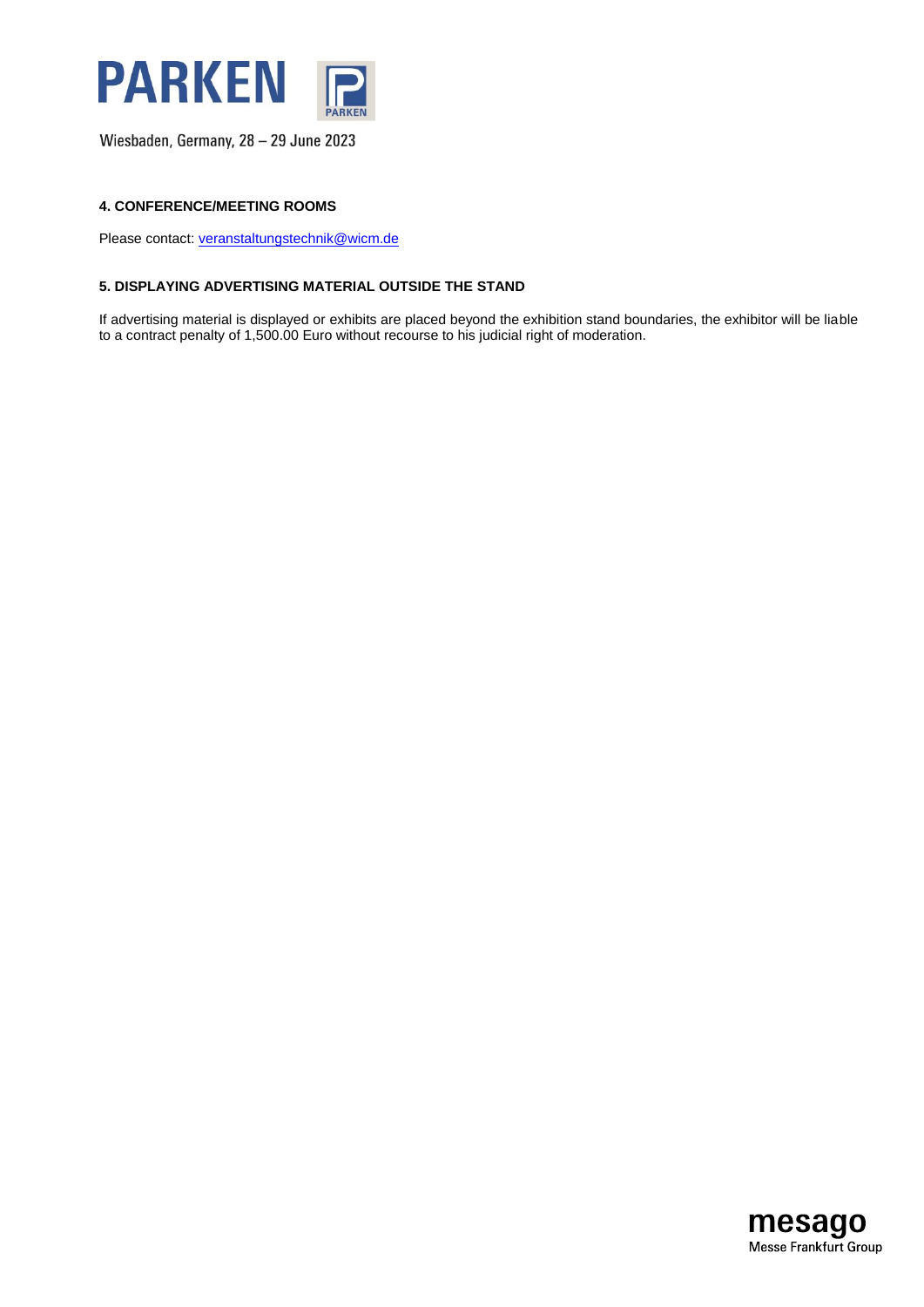#### 4. CONFERENCE/MEETING ROOMS

Please contact: [veranstaltungstechnik@wicm.de](mailto:veranstaltungstechnik@wicm.de)

#### 5. DISPLAYING ADVERTISING MATERIAL OUTSIDE THE STAND

If advertising material is displayed or exhibits are placed beyond the exhibition stand boundaries, the exhibitor will be liable to a contract penalty of 1,500.00 Euro without recourse to his judicial right of moderation.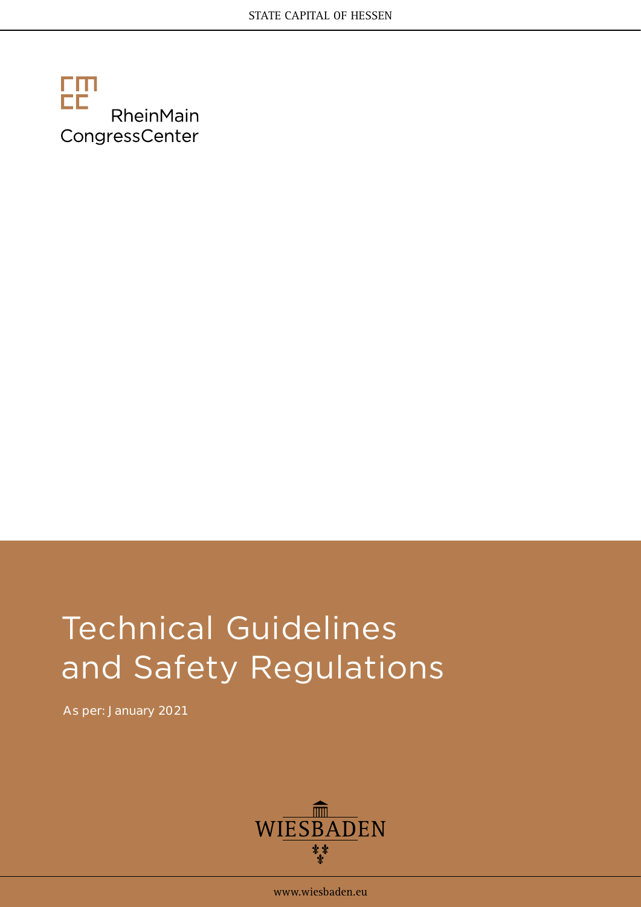STATE CAPITAL OF HESSEN

RheinMain CongressCenter

# Technical Guidelines and Safety Regulations

As per: January 2021

WIESBADEN

www.wiesbaden.eu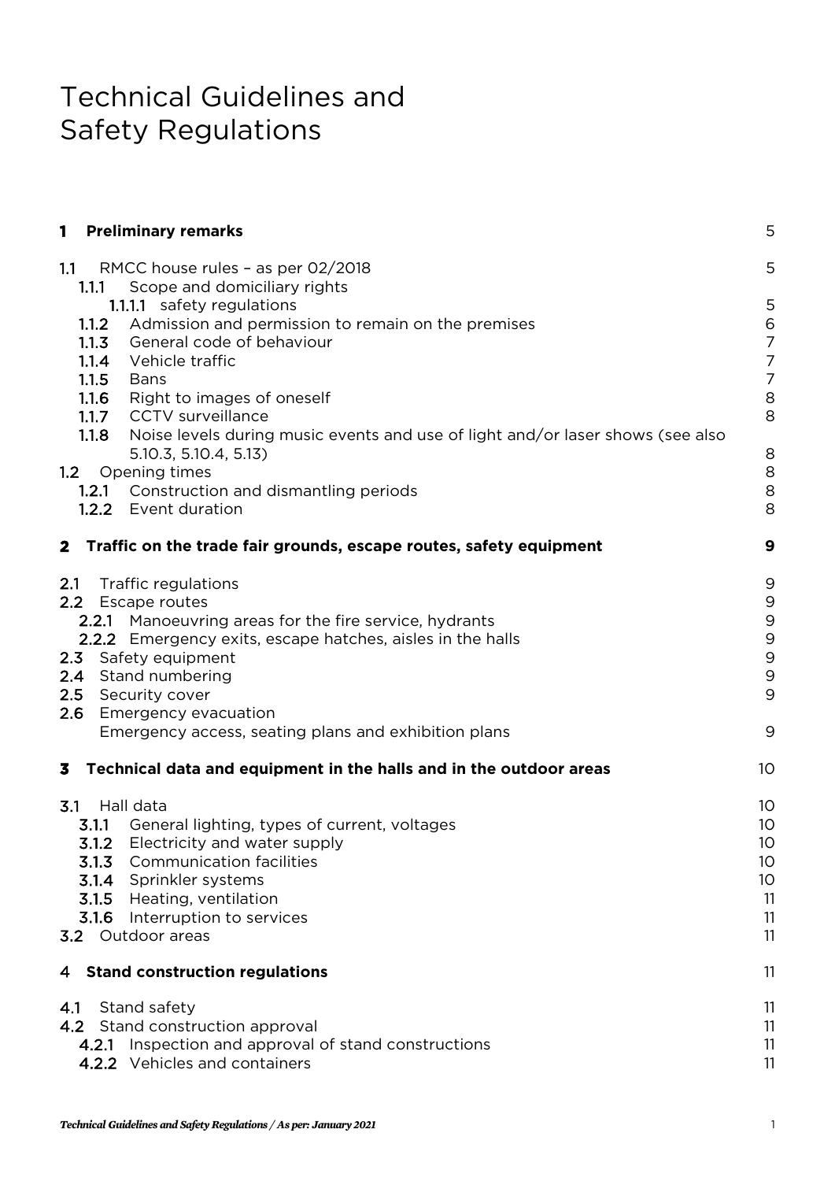# Technical Guidelines and Safety Regulations

| | |
|---|---|
| **1 Preliminary remarks** | 5 |
| 1.1 RMCC house rules – as per 02/2018 | 5 |
| 1.1.1 Scope and domiciliary rights | |
| 1.1.1.1 safety regulations | 5 |
| 1.1.2 Admission and permission to remain on the premises | 6 |
| 1.1.3 General code of behaviour | 7 |
| 1.1.4 Vehicle traffic | 7 |
| 1.1.5 Bans | 7 |
| 1.1.6 Right to images of oneself | 8 |
| 1.1.7 CCTV surveillance | 8 |
| 1.1.8 Noise levels during music events and use of light and/or laser shows (see also 5.10.3, 5.10.4, 5.13) | 8 |
| 1.2 Opening times | 8 |
| 1.2.1 Construction and dismantling periods | 8 |
| 1.2.2 Event duration | 8 |
| **2 Traffic on the trade fair grounds, escape routes, safety equipment** | **9** |
| 2.1 Traffic regulations | 9 |
| 2.2 Escape routes | 9 |
| 2.2.1 Manoeuvring areas for the fire service, hydrants | 9 |
| 2.2.2 Emergency exits, escape hatches, aisles in the halls | 9 |
| 2.3 Safety equipment | 9 |
| 2.4 Stand numbering | 9 |
| 2.5 Security cover | 9 |
| 2.6 Emergency evacuation<br>Emergency access, seating plans and exhibition plans | 9 |
| **3 Technical data and equipment in the halls and in the outdoor areas** | 10 |
| 3.1 Hall data | 10 |
| 3.1.1 General lighting, types of current, voltages | 10 |
| 3.1.2 Electricity and water supply | 10 |
| 3.1.3 Communication facilities | 10 |
| 3.1.4 Sprinkler systems | 10 |
| 3.1.5 Heating, ventilation | 11 |
| 3.1.6 Interruption to services | 11 |
| 3.2 Outdoor areas | 11 |
| **4 Stand construction regulations** | 11 |
| 4.1 Stand safety | 11 |
| 4.2 Stand construction approval | 11 |
| 4.2.1 Inspection and approval of stand constructions | 11 |
| 4.2.2 Vehicles and containers | 11 |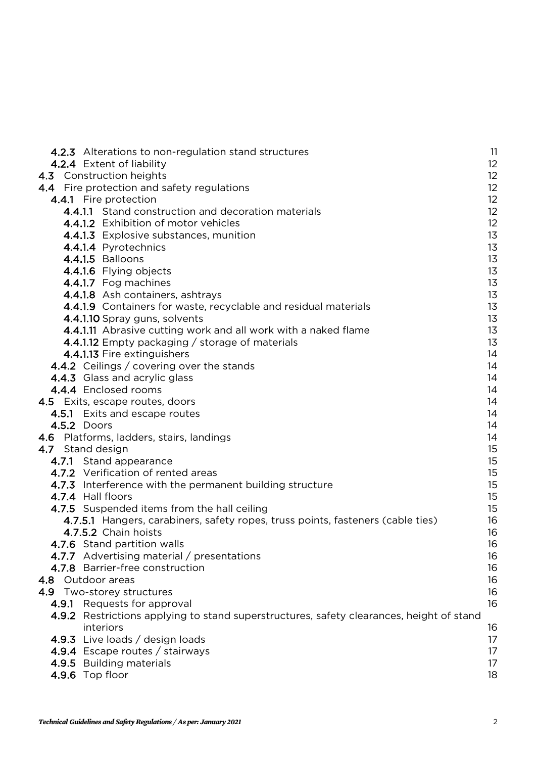- **4.2.3** Alterations to non-regulation stand structures 11
- **4.2.4** Extent of liability 12
- **4.3** Construction heights 12
- **4.4** Fire protection and safety regulations 12
  - **4.4.1** Fire protection 12
    - **4.4.1.1** Stand construction and decoration materials 12
    - **4.4.1.2** Exhibition of motor vehicles 12
    - **4.4.1.3** Explosive substances, munition 13
    - **4.4.1.4** Pyrotechnics 13
    - **4.4.1.5** Balloons 13
    - **4.4.1.6** Flying objects 13
    - **4.4.1.7** Fog machines 13
    - **4.4.1.8** Ash containers, ashtrays 13
    - **4.4.1.9** Containers for waste, recyclable and residual materials 13
    - **4.4.1.10** Spray guns, solvents 13
    - **4.4.1.11** Abrasive cutting work and all work with a naked flame 13
    - **4.4.1.12** Empty packaging / storage of materials 13
    - **4.4.1.13** Fire extinguishers 14
  - **4.4.2** Ceilings / covering over the stands 14
  - **4.4.3** Glass and acrylic glass 14
  - **4.4.4** Enclosed rooms 14
- **4.5** Exits, escape routes, doors 14
  - **4.5.1** Exits and escape routes 14
  - **4.5.2** Doors 14
- **4.6** Platforms, ladders, stairs, landings 14
- **4.7** Stand design 15
  - **4.7.1** Stand appearance 15
  - **4.7.2** Verification of rented areas 15
  - **4.7.3** Interference with the permanent building structure 15
  - **4.7.4** Hall floors 15
  - **4.7.5** Suspended items from the hall ceiling 15
    - **4.7.5.1** Hangers, carabiners, safety ropes, truss points, fasteners (cable ties) 16
    - **4.7.5.2** Chain hoists 16
  - **4.7.6** Stand partition walls 16
  - **4.7.7** Advertising material / presentations 16
  - **4.7.8** Barrier-free construction 16
- **4.8** Outdoor areas 16
- **4.9** Two-storey structures 16
  - **4.9.1** Requests for approval 16
  - **4.9.2** Restrictions applying to stand superstructures, safety clearances, height of stand interiors 16
  - **4.9.3** Live loads / design loads 17
  - **4.9.4** Escape routes / stairways 17
  - **4.9.5** Building materials 17
  - **4.9.6** Top floor 18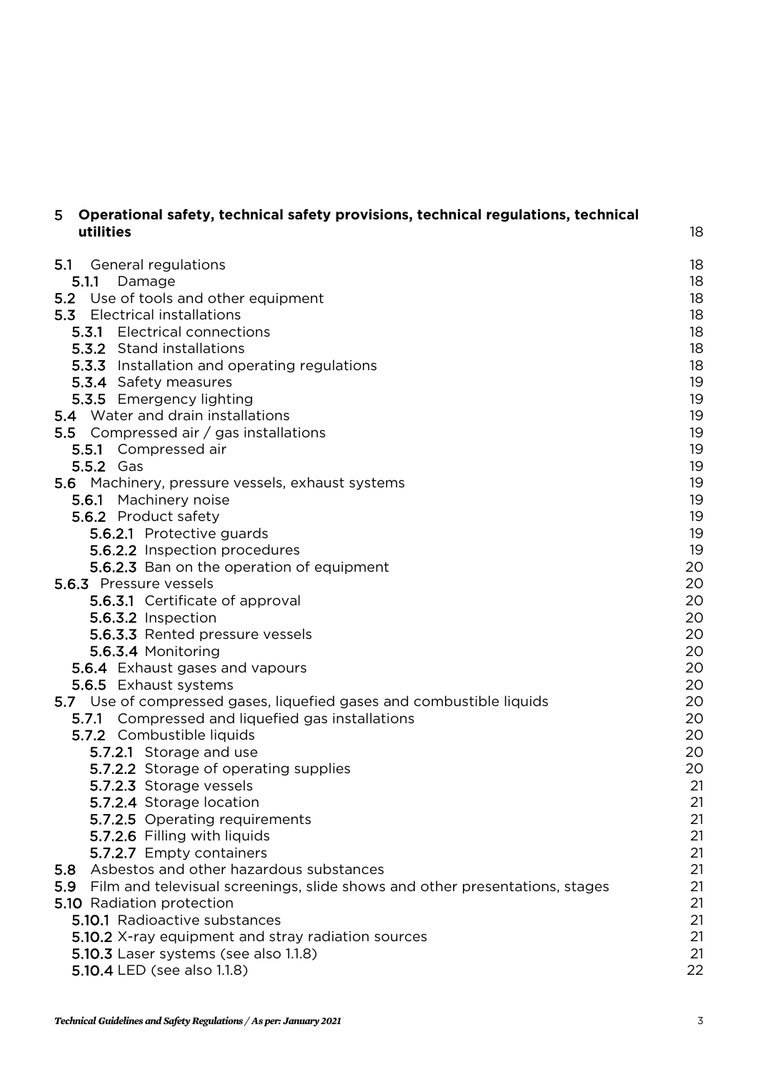**5 Operational safety, technical safety provisions, technical regulations, technical utilities** 18

- **5.1** General regulations 18
  - **5.1.1** Damage 18
- **5.2** Use of tools and other equipment 18
- **5.3** Electrical installations 18
  - **5.3.1** Electrical connections 18
  - **5.3.2** Stand installations 18
  - **5.3.3** Installation and operating regulations 18
  - **5.3.4** Safety measures 19
  - **5.3.5** Emergency lighting 19
- **5.4** Water and drain installations 19
- **5.5** Compressed air / gas installations 19
  - **5.5.1** Compressed air 19
  - **5.5.2** Gas 19
- **5.6** Machinery, pressure vessels, exhaust systems 19
  - **5.6.1** Machinery noise 19
  - **5.6.2** Product safety 19
    - **5.6.2.1** Protective guards 19
    - **5.6.2.2** Inspection procedures 19
    - **5.6.2.3** Ban on the operation of equipment 20
  - **5.6.3** Pressure vessels 20
    - **5.6.3.1** Certificate of approval 20
    - **5.6.3.2** Inspection 20
    - **5.6.3.3** Rented pressure vessels 20
    - **5.6.3.4** Monitoring 20
  - **5.6.4** Exhaust gases and vapours 20
  - **5.6.5** Exhaust systems 20
- **5.7** Use of compressed gases, liquefied gases and combustible liquids 20
  - **5.7.1** Compressed and liquefied gas installations 20
  - **5.7.2** Combustible liquids 20
    - **5.7.2.1** Storage and use 20
    - **5.7.2.2** Storage of operating supplies 20
    - **5.7.2.3** Storage vessels 21
    - **5.7.2.4** Storage location 21
    - **5.7.2.5** Operating requirements 21
    - **5.7.2.6** Filling with liquids 21
    - **5.7.2.7** Empty containers 21
- **5.8** Asbestos and other hazardous substances 21
- **5.9** Film and televisual screenings, slide shows and other presentations, stages 21
- **5.10** Radiation protection 21
  - **5.10.1** Radioactive substances 21
  - **5.10.2** X-ray equipment and stray radiation sources 21
  - **5.10.3** Laser systems (see also 1.1.8) 21
  - **5.10.4** LED (see also 1.1.8) 22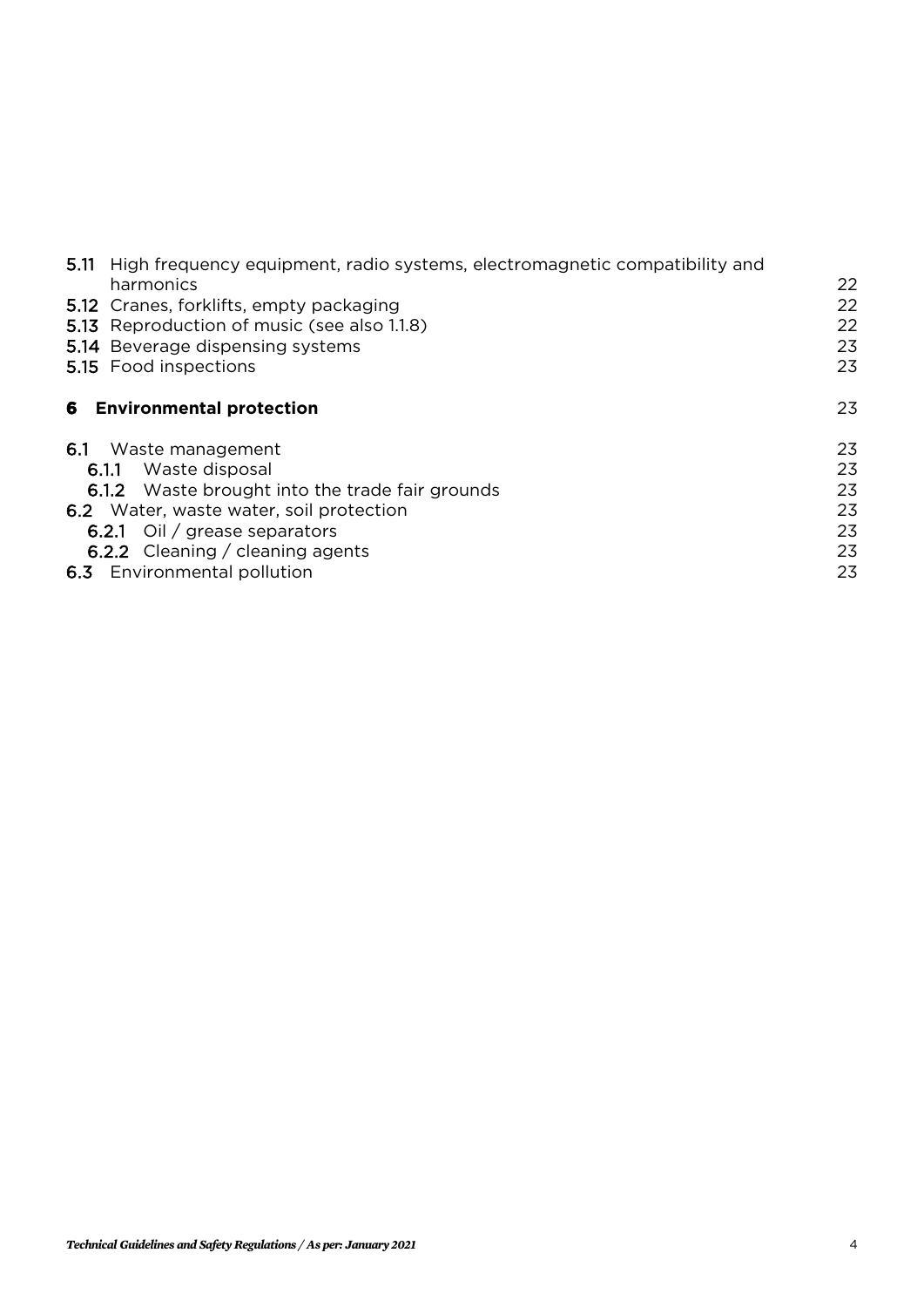| | |
|---|---|
| **5.11** High frequency equipment, radio systems, electromagnetic compatibility and harmonics | 22 |
| **5.12** Cranes, forklifts, empty packaging | 22 |
| **5.13** Reproduction of music (see also 1.1.8) | 22 |
| **5.14** Beverage dispensing systems | 23 |
| **5.15** Food inspections | 23 |
| **6 Environmental protection** | 23 |
| **6.1** Waste management | 23 |
| **6.1.1** Waste disposal | 23 |
| **6.1.2** Waste brought into the trade fair grounds | 23 |
| **6.2** Water, waste water, soil protection | 23 |
| **6.2.1** Oil / grease separators | 23 |
| **6.2.2** Cleaning / cleaning agents | 23 |
| **6.3** Environmental pollution | 23 |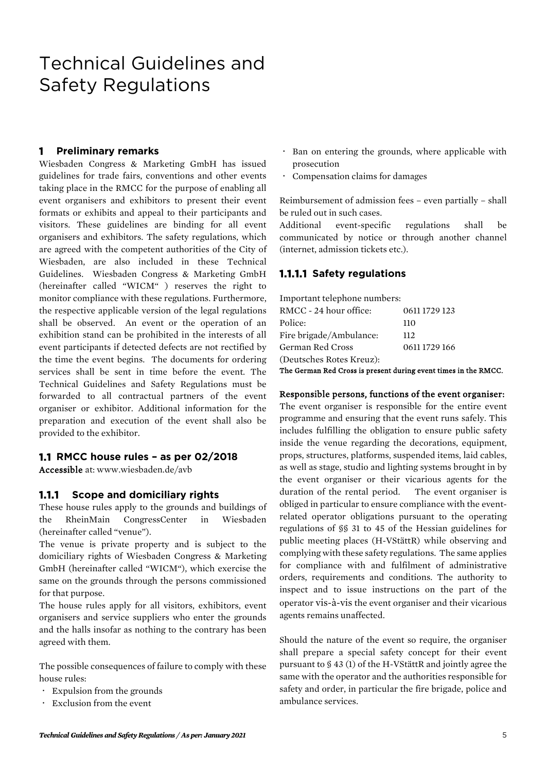# Technical Guidelines and Safety Regulations

## 1 Preliminary remarks

Wiesbaden Congress & Marketing GmbH has issued guidelines for trade fairs, conventions and other events taking place in the RMCC for the purpose of enabling all event organisers and exhibitors to present their event formats or exhibits and appeal to their participants and visitors. These guidelines are binding for all event organisers and exhibitors. The safety regulations, which are agreed with the competent authorities of the City of Wiesbaden, are also included in these Technical Guidelines. Wiesbaden Congress & Marketing GmbH (hereinafter called "WICM" ) reserves the right to monitor compliance with these regulations. Furthermore, the respective applicable version of the legal regulations shall be observed. An event or the operation of an exhibition stand can be prohibited in the interests of all event participants if detected defects are not rectified by the time the event begins. The documents for ordering services shall be sent in time before the event. The Technical Guidelines and Safety Regulations must be forwarded to all contractual partners of the event organiser or exhibitor. Additional information for the preparation and execution of the event shall also be provided to the exhibitor.

### 1.1 RMCC house rules – as per 02/2018

**Accessible** at: www.wiesbaden.de/avb

#### 1.1.1 Scope and domiciliary rights

These house rules apply to the grounds and buildings of the RheinMain CongressCenter in Wiesbaden (hereinafter called "venue").

The venue is private property and is subject to the domiciliary rights of Wiesbaden Congress & Marketing GmbH (hereinafter called "WICM"), which exercise the same on the grounds through the persons commissioned for that purpose.

The house rules apply for all visitors, exhibitors, event organisers and service suppliers who enter the grounds and the halls insofar as nothing to the contrary has been agreed with them.

The possible consequences of failure to comply with these house rules:

- Expulsion from the grounds
- Exclusion from the event
- Ban on entering the grounds, where applicable with prosecution
- Compensation claims for damages

Reimbursement of admission fees – even partially – shall be ruled out in such cases.

Additional event-specific regulations shall be communicated by notice or through another channel (internet, admission tickets etc.).

##### 1.1.1.1 Safety regulations

Important telephone numbers:

| | |
|---|---|
| RMCC - 24 hour office: | 0611 1729 123 |
| Police: | 110 |
| Fire brigade/Ambulance: | 112 |
| German Red Cross (Deutsches Rotes Kreuz): | 0611 1729 166 |

**The German Red Cross is present during event times in the RMCC.**

**Responsible persons, functions of the event organiser:**

The event organiser is responsible for the entire event programme and ensuring that the event runs safely. This includes fulfilling the obligation to ensure public safety inside the venue regarding the decorations, equipment, props, structures, platforms, suspended items, laid cables, as well as stage, studio and lighting systems brought in by the event organiser or their vicarious agents for the duration of the rental period. The event organiser is obliged in particular to ensure compliance with the event-related operator obligations pursuant to the operating regulations of §§ 31 to 45 of the Hessian guidelines for public meeting places (H-VStättR) while observing and complying with these safety regulations. The same applies for compliance with and fulfilment of administrative orders, requirements and conditions. The authority to inspect and to issue instructions on the part of the operator vis-à-vis the event organiser and their vicarious agents remains unaffected.

Should the nature of the event so require, the organiser shall prepare a special safety concept for their event pursuant to § 43 (1) of the H-VStättR and jointly agree the same with the operator and the authorities responsible for safety and order, in particular the fire brigade, police and ambulance services.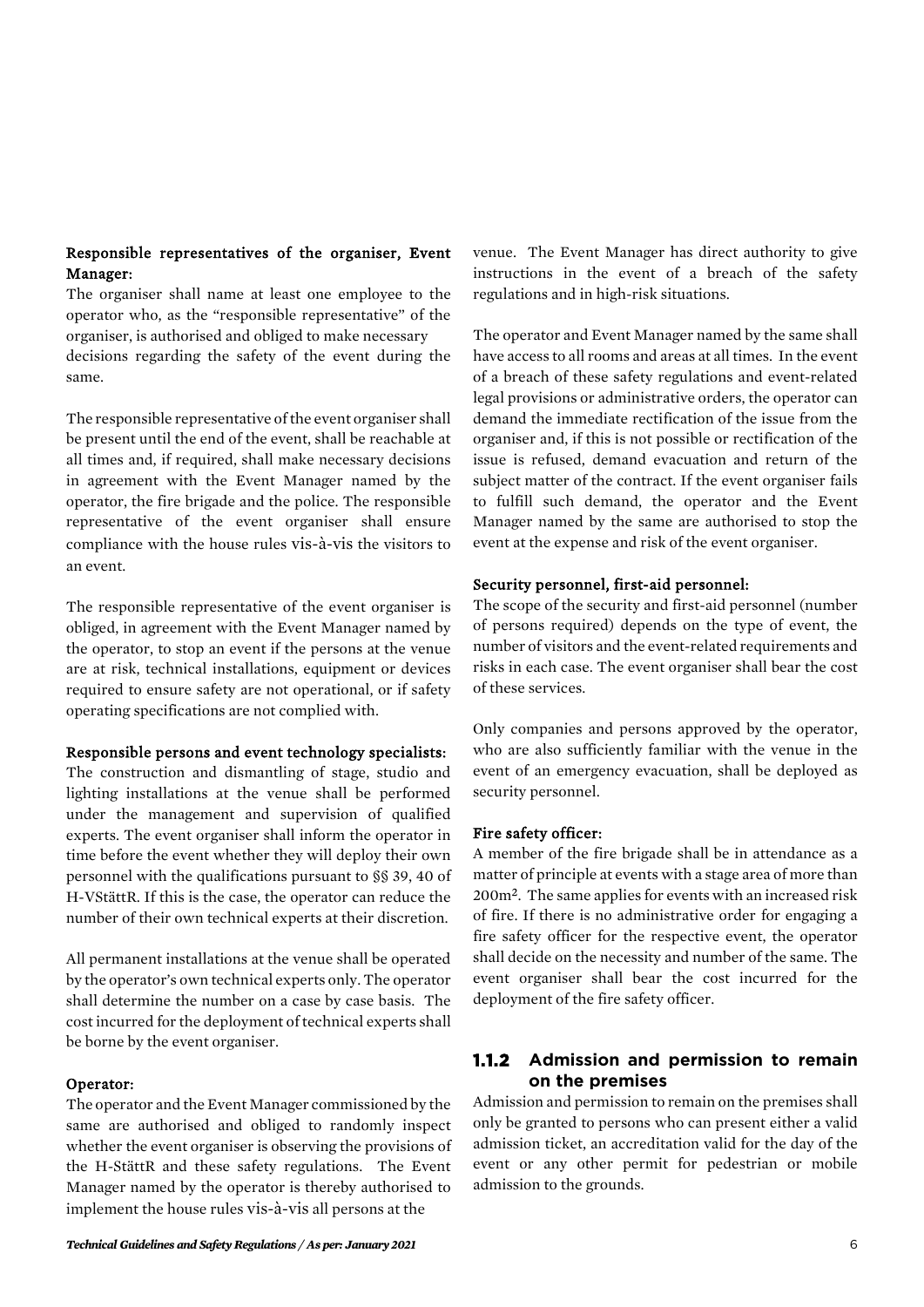**Responsible representatives of the organiser, Event Manager:**

The organiser shall name at least one employee to the operator who, as the "responsible representative" of the organiser, is authorised and obliged to make necessary decisions regarding the safety of the event during the same.

The responsible representative of the event organiser shall be present until the end of the event, shall be reachable at all times and, if required, shall make necessary decisions in agreement with the Event Manager named by the operator, the fire brigade and the police. The responsible representative of the event organiser shall ensure compliance with the house rules vis-à-vis the visitors to an event.

The responsible representative of the event organiser is obliged, in agreement with the Event Manager named by the operator, to stop an event if the persons at the venue are at risk, technical installations, equipment or devices required to ensure safety are not operational, or if safety operating specifications are not complied with.

**Responsible persons and event technology specialists:**

The construction and dismantling of stage, studio and lighting installations at the venue shall be performed under the management and supervision of qualified experts. The event organiser shall inform the operator in time before the event whether they will deploy their own personnel with the qualifications pursuant to §§ 39, 40 of H-VStättR. If this is the case, the operator can reduce the number of their own technical experts at their discretion.

All permanent installations at the venue shall be operated by the operator's own technical experts only. The operator shall determine the number on a case by case basis. The cost incurred for the deployment of technical experts shall be borne by the event organiser.

**Operator:**

The operator and the Event Manager commissioned by the same are authorised and obliged to randomly inspect whether the event organiser is observing the provisions of the H-StättR and these safety regulations. The Event Manager named by the operator is thereby authorised to implement the house rules vis-à-vis all persons at the venue. The Event Manager has direct authority to give instructions in the event of a breach of the safety regulations and in high-risk situations.

The operator and Event Manager named by the same shall have access to all rooms and areas at all times. In the event of a breach of these safety regulations and event-related legal provisions or administrative orders, the operator can demand the immediate rectification of the issue from the organiser and, if this is not possible or rectification of the issue is refused, demand evacuation and return of the subject matter of the contract. If the event organiser fails to fulfill such demand, the operator and the Event Manager named by the same are authorised to stop the event at the expense and risk of the event organiser.

**Security personnel, first-aid personnel:**

The scope of the security and first-aid personnel (number of persons required) depends on the type of event, the number of visitors and the event-related requirements and risks in each case. The event organiser shall bear the cost of these services.

Only companies and persons approved by the operator, who are also sufficiently familiar with the venue in the event of an emergency evacuation, shall be deployed as security personnel.

**Fire safety officer:**

A member of the fire brigade shall be in attendance as a matter of principle at events with a stage area of more than 200m². The same applies for events with an increased risk of fire. If there is no administrative order for engaging a fire safety officer for the respective event, the operator shall decide on the necessity and number of the same. The event organiser shall bear the cost incurred for the deployment of the fire safety officer.

### 1.1.2 Admission and permission to remain on the premises

Admission and permission to remain on the premises shall only be granted to persons who can present either a valid admission ticket, an accreditation valid for the day of the event or any other permit for pedestrian or mobile admission to the grounds.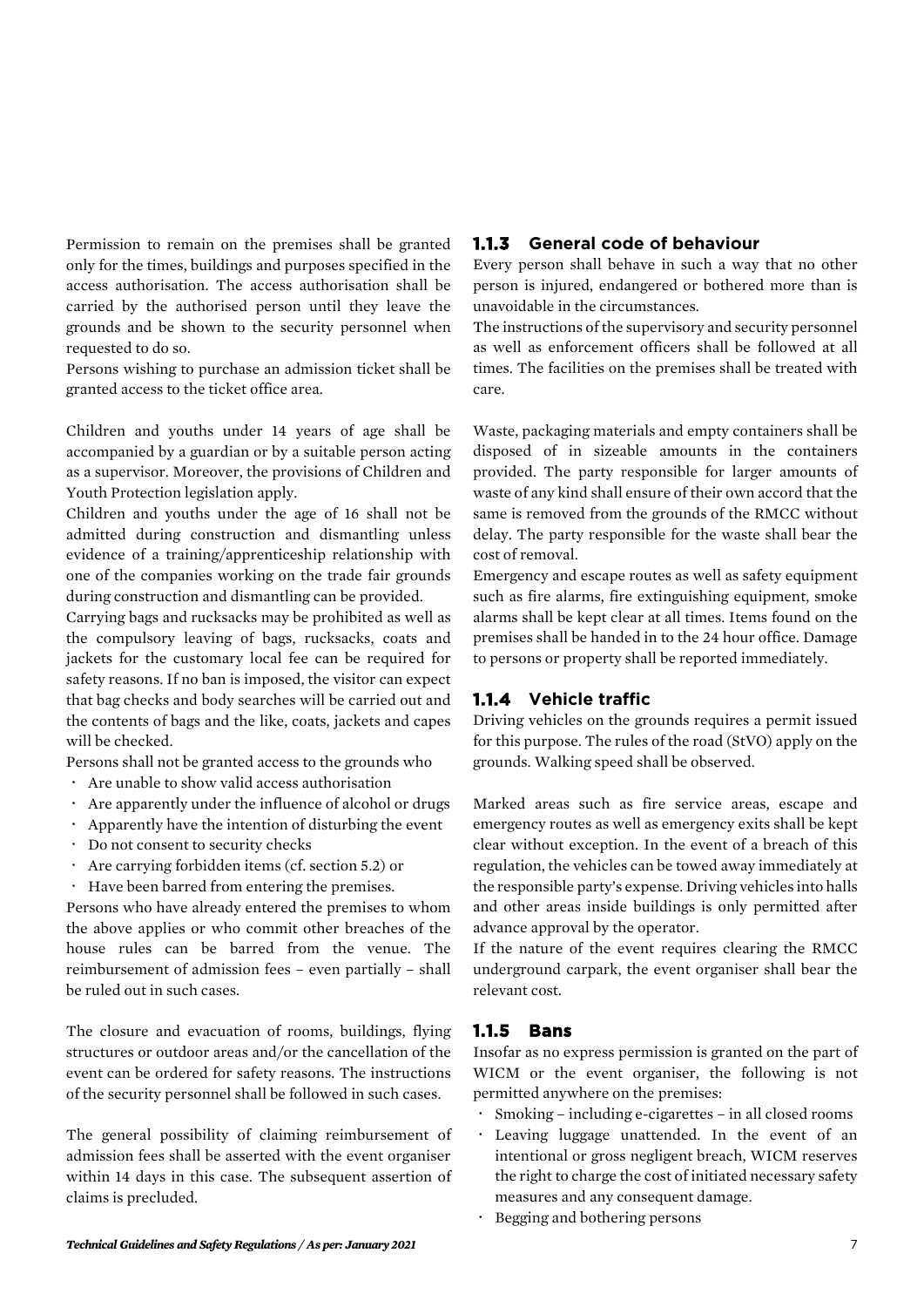Permission to remain on the premises shall be granted only for the times, buildings and purposes specified in the access authorisation. The access authorisation shall be carried by the authorised person until they leave the grounds and be shown to the security personnel when requested to do so.
Persons wishing to purchase an admission ticket shall be granted access to the ticket office area.

Children and youths under 14 years of age shall be accompanied by a guardian or by a suitable person acting as a supervisor. Moreover, the provisions of Children and Youth Protection legislation apply.
Children and youths under the age of 16 shall not be admitted during construction and dismantling unless evidence of a training/apprenticeship relationship with one of the companies working on the trade fair grounds during construction and dismantling can be provided.
Carrying bags and rucksacks may be prohibited as well as the compulsory leaving of bags, rucksacks, coats and jackets for the customary local fee can be required for safety reasons. If no ban is imposed, the visitor can expect that bag checks and body searches will be carried out and the contents of bags and the like, coats, jackets and capes will be checked.
Persons shall not be granted access to the grounds who

- Are unable to show valid access authorisation
- Are apparently under the influence of alcohol or drugs
- Apparently have the intention of disturbing the event
- Do not consent to security checks
- Are carrying forbidden items (cf. section 5.2) or
- Have been barred from entering the premises.

Persons who have already entered the premises to whom the above applies or who commit other breaches of the house rules can be barred from the venue. The reimbursement of admission fees – even partially – shall be ruled out in such cases.

The closure and evacuation of rooms, buildings, flying structures or outdoor areas and/or the cancellation of the event can be ordered for safety reasons. The instructions of the security personnel shall be followed in such cases.

The general possibility of claiming reimbursement of admission fees shall be asserted with the event organiser within 14 days in this case. The subsequent assertion of claims is precluded.

### 1.1.3 General code of behaviour

Every person shall behave in such a way that no other person is injured, endangered or bothered more than is unavoidable in the circumstances.
The instructions of the supervisory and security personnel as well as enforcement officers shall be followed at all times. The facilities on the premises shall be treated with care.

Waste, packaging materials and empty containers shall be disposed of in sizeable amounts in the containers provided. The party responsible for larger amounts of waste of any kind shall ensure of their own accord that the same is removed from the grounds of the RMCC without delay. The party responsible for the waste shall bear the cost of removal.
Emergency and escape routes as well as safety equipment such as fire alarms, fire extinguishing equipment, smoke alarms shall be kept clear at all times. Items found on the premises shall be handed in to the 24 hour office. Damage to persons or property shall be reported immediately.

### 1.1.4 Vehicle traffic

Driving vehicles on the grounds requires a permit issued for this purpose. The rules of the road (StVO) apply on the grounds. Walking speed shall be observed.

Marked areas such as fire service areas, escape and emergency routes as well as emergency exits shall be kept clear without exception. In the event of a breach of this regulation, the vehicles can be towed away immediately at the responsible party's expense. Driving vehicles into halls and other areas inside buildings is only permitted after advance approval by the operator.
If the nature of the event requires clearing the RMCC underground carpark, the event organiser shall bear the relevant cost.

### 1.1.5 Bans

Insofar as no express permission is granted on the part of WICM or the event organiser, the following is not permitted anywhere on the premises:

- Smoking – including e-cigarettes – in all closed rooms
- Leaving luggage unattended. In the event of an intentional or gross negligent breach, WICM reserves the right to charge the cost of initiated necessary safety measures and any consequent damage.
- Begging and bothering persons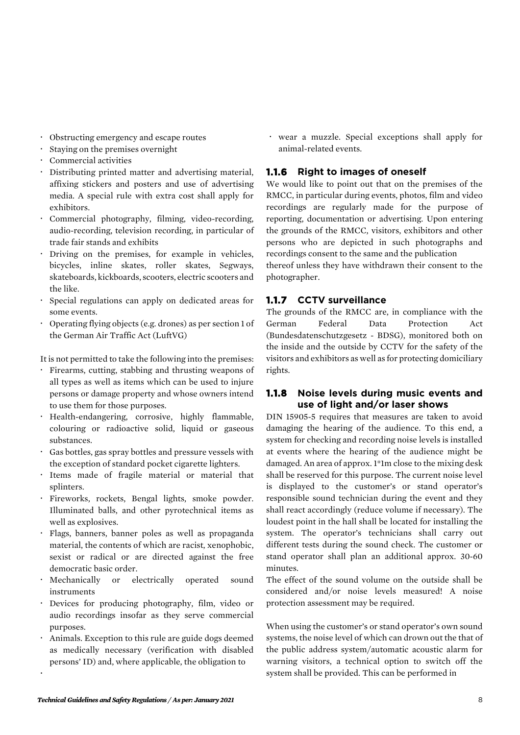- Obstructing emergency and escape routes
- Staying on the premises overnight
- Commercial activities
- Distributing printed matter and advertising material, affixing stickers and posters and use of advertising media. A special rule with extra cost shall apply for exhibitors.
- Commercial photography, filming, video-recording, audio-recording, television recording, in particular of trade fair stands and exhibits
- Driving on the premises, for example in vehicles, bicycles, inline skates, roller skates, Segways, skateboards, kickboards, scooters, electric scooters and the like.
- Special regulations can apply on dedicated areas for some events.
- Operating flying objects (e.g. drones) as per section 1 of the German Air Traffic Act (LuftVG)

It is not permitted to take the following into the premises:

- Firearms, cutting, stabbing and thrusting weapons of all types as well as items which can be used to injure persons or damage property and whose owners intend to use them for those purposes.
- Health-endangering, corrosive, highly flammable, colouring or radioactive solid, liquid or gaseous substances.
- Gas bottles, gas spray bottles and pressure vessels with the exception of standard pocket cigarette lighters.
- Items made of fragile material or material that splinters.
- Fireworks, rockets, Bengal lights, smoke powder. Illuminated balls, and other pyrotechnical items as well as explosives.
- Flags, banners, banner poles as well as propaganda material, the contents of which are racist, xenophobic, sexist or radical or are directed against the free democratic basic order.
- Mechanically or electrically operated sound instruments
- Devices for producing photography, film, video or audio recordings insofar as they serve commercial purposes.
- Animals. Exception to this rule are guide dogs deemed as medically necessary (verification with disabled persons' ID) and, where applicable, the obligation to
- wear a muzzle. Special exceptions shall apply for animal-related events.

### 1.1.6 Right to images of oneself

We would like to point out that on the premises of the RMCC, in particular during events, photos, film and video recordings are regularly made for the purpose of reporting, documentation or advertising. Upon entering the grounds of the RMCC, visitors, exhibitors and other persons who are depicted in such photographs and recordings consent to the same and the publication thereof unless they have withdrawn their consent to the photographer.

### 1.1.7 CCTV surveillance

The grounds of the RMCC are, in compliance with the German Federal Data Protection Act (Bundesdatenschutzgesetz - BDSG), monitored both on the inside and the outside by CCTV for the safety of the visitors and exhibitors as well as for protecting domiciliary rights.

### 1.1.8 Noise levels during music events and use of light and/or laser shows

DIN 15905-5 requires that measures are taken to avoid damaging the hearing of the audience. To this end, a system for checking and recording noise levels is installed at events where the hearing of the audience might be damaged. An area of approx. 1*1m close to the mixing desk shall be reserved for this purpose. The current noise level is displayed to the customer's or stand operator's responsible sound technician during the event and they shall react accordingly (reduce volume if necessary). The loudest point in the hall shall be located for installing the system. The operator's technicians shall carry out different tests during the sound check. The customer or stand operator shall plan an additional approx. 30-60 minutes.

The effect of the sound volume on the outside shall be considered and/or noise levels measured! A noise protection assessment may be required.

When using the customer's or stand operator's own sound systems, the noise level of which can drown out the that of the public address system/automatic acoustic alarm for warning visitors, a technical option to switch off the system shall be provided. This can be performed in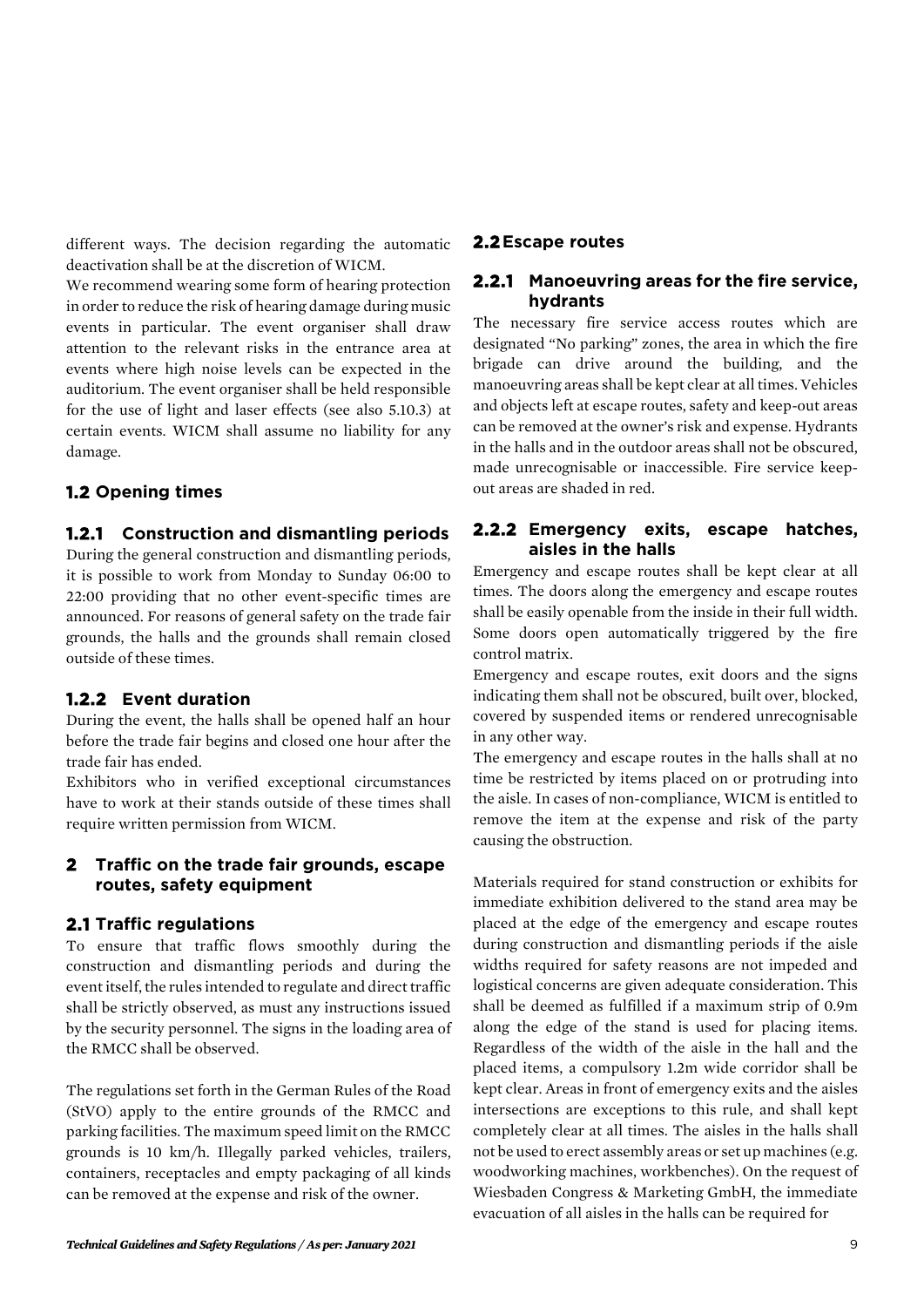different ways. The decision regarding the automatic deactivation shall be at the discretion of WICM.

We recommend wearing some form of hearing protection in order to reduce the risk of hearing damage during music events in particular. The event organiser shall draw attention to the relevant risks in the entrance area at events where high noise levels can be expected in the auditorium. The event organiser shall be held responsible for the use of light and laser effects (see also 5.10.3) at certain events. WICM shall assume no liability for any damage.

## 1.2 Opening times

### 1.2.1 Construction and dismantling periods

During the general construction and dismantling periods, it is possible to work from Monday to Sunday 06:00 to 22:00 providing that no other event-specific times are announced. For reasons of general safety on the trade fair grounds, the halls and the grounds shall remain closed outside of these times.

### 1.2.2 Event duration

During the event, the halls shall be opened half an hour before the trade fair begins and closed one hour after the trade fair has ended.

Exhibitors who in verified exceptional circumstances have to work at their stands outside of these times shall require written permission from WICM.

# 2 Traffic on the trade fair grounds, escape routes, safety equipment

## 2.1 Traffic regulations

To ensure that traffic flows smoothly during the construction and dismantling periods and during the event itself, the rules intended to regulate and direct traffic shall be strictly observed, as must any instructions issued by the security personnel. The signs in the loading area of the RMCC shall be observed.

The regulations set forth in the German Rules of the Road (StVO) apply to the entire grounds of the RMCC and parking facilities. The maximum speed limit on the RMCC grounds is 10 km/h. Illegally parked vehicles, trailers, containers, receptacles and empty packaging of all kinds can be removed at the expense and risk of the owner.

## 2.2 Escape routes

### 2.2.1 Manoeuvring areas for the fire service, hydrants

The necessary fire service access routes which are designated "No parking" zones, the area in which the fire brigade can drive around the building, and the manoeuvring areas shall be kept clear at all times. Vehicles and objects left at escape routes, safety and keep-out areas can be removed at the owner's risk and expense. Hydrants in the halls and in the outdoor areas shall not be obscured, made unrecognisable or inaccessible. Fire service keep-out areas are shaded in red.

### 2.2.2 Emergency exits, escape hatches, aisles in the halls

Emergency and escape routes shall be kept clear at all times. The doors along the emergency and escape routes shall be easily openable from the inside in their full width. Some doors open automatically triggered by the fire control matrix.

Emergency and escape routes, exit doors and the signs indicating them shall not be obscured, built over, blocked, covered by suspended items or rendered unrecognisable in any other way.

The emergency and escape routes in the halls shall at no time be restricted by items placed on or protruding into the aisle. In cases of non-compliance, WICM is entitled to remove the item at the expense and risk of the party causing the obstruction.

Materials required for stand construction or exhibits for immediate exhibition delivered to the stand area may be placed at the edge of the emergency and escape routes during construction and dismantling periods if the aisle widths required for safety reasons are not impeded and logistical concerns are given adequate consideration. This shall be deemed as fulfilled if a maximum strip of 0.9m along the edge of the stand is used for placing items. Regardless of the width of the aisle in the hall and the placed items, a compulsory 1.2m wide corridor shall be kept clear. Areas in front of emergency exits and the aisles intersections are exceptions to this rule, and shall kept completely clear at all times. The aisles in the halls shall not be used to erect assembly areas or set up machines (e.g. woodworking machines, workbenches). On the request of Wiesbaden Congress & Marketing GmbH, the immediate evacuation of all aisles in the halls can be required for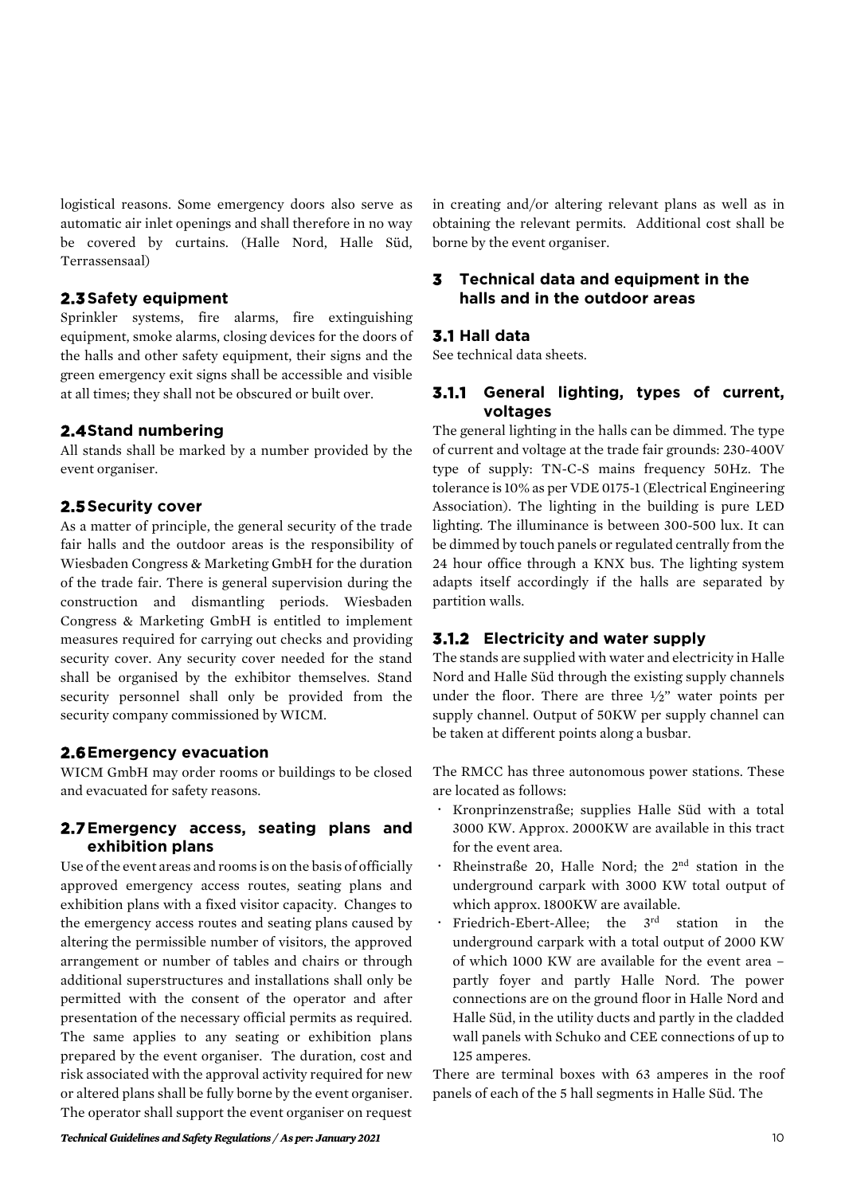logistical reasons. Some emergency doors also serve as automatic air inlet openings and shall therefore in no way be covered by curtains. (Halle Nord, Halle Süd, Terrassensaal)

### 2.3 Safety equipment

Sprinkler systems, fire alarms, fire extinguishing equipment, smoke alarms, closing devices for the doors of the halls and other safety equipment, their signs and the green emergency exit signs shall be accessible and visible at all times; they shall not be obscured or built over.

### 2.4 Stand numbering

All stands shall be marked by a number provided by the event organiser.

### 2.5 Security cover

As a matter of principle, the general security of the trade fair halls and the outdoor areas is the responsibility of Wiesbaden Congress & Marketing GmbH for the duration of the trade fair. There is general supervision during the construction and dismantling periods. Wiesbaden Congress & Marketing GmbH is entitled to implement measures required for carrying out checks and providing security cover. Any security cover needed for the stand shall be organised by the exhibitor themselves. Stand security personnel shall only be provided from the security company commissioned by WICM.

### 2.6 Emergency evacuation

WICM GmbH may order rooms or buildings to be closed and evacuated for safety reasons.

### 2.7 Emergency access, seating plans and exhibition plans

Use of the event areas and rooms is on the basis of officially approved emergency access routes, seating plans and exhibition plans with a fixed visitor capacity. Changes to the emergency access routes and seating plans caused by altering the permissible number of visitors, the approved arrangement or number of tables and chairs or through additional superstructures and installations shall only be permitted with the consent of the operator and after presentation of the necessary official permits as required. The same applies to any seating or exhibition plans prepared by the event organiser. The duration, cost and risk associated with the approval activity required for new or altered plans shall be fully borne by the event organiser. The operator shall support the event organiser on request in creating and/or altering relevant plans as well as in obtaining the relevant permits. Additional cost shall be borne by the event organiser.

## 3 Technical data and equipment in the halls and in the outdoor areas

### 3.1 Hall data

See technical data sheets.

#### 3.1.1 General lighting, types of current, voltages

The general lighting in the halls can be dimmed. The type of current and voltage at the trade fair grounds: 230-400V type of supply: TN-C-S mains frequency 50Hz. The tolerance is 10% as per VDE 0175-1 (Electrical Engineering Association). The lighting in the building is pure LED lighting. The illuminance is between 300-500 lux. It can be dimmed by touch panels or regulated centrally from the 24 hour office through a KNX bus. The lighting system adapts itself accordingly if the halls are separated by partition walls.

#### 3.1.2 Electricity and water supply

The stands are supplied with water and electricity in Halle Nord and Halle Süd through the existing supply channels under the floor. There are three ½" water points per supply channel. Output of 50KW per supply channel can be taken at different points along a busbar.

The RMCC has three autonomous power stations. These are located as follows:

- Kronprinzenstraße; supplies Halle Süd with a total 3000 KW. Approx. 2000KW are available in this tract for the event area.
- Rheinstraße 20, Halle Nord; the 2nd station in the underground carpark with 3000 KW total output of which approx. 1800KW are available.
- Friedrich-Ebert-Allee; the 3rd station in the underground carpark with a total output of 2000 KW of which 1000 KW are available for the event area – partly foyer and partly Halle Nord. The power connections are on the ground floor in Halle Nord and Halle Süd, in the utility ducts and partly in the cladded wall panels with Schuko and CEE connections of up to 125 amperes.

There are terminal boxes with 63 amperes in the roof panels of each of the 5 hall segments in Halle Süd. The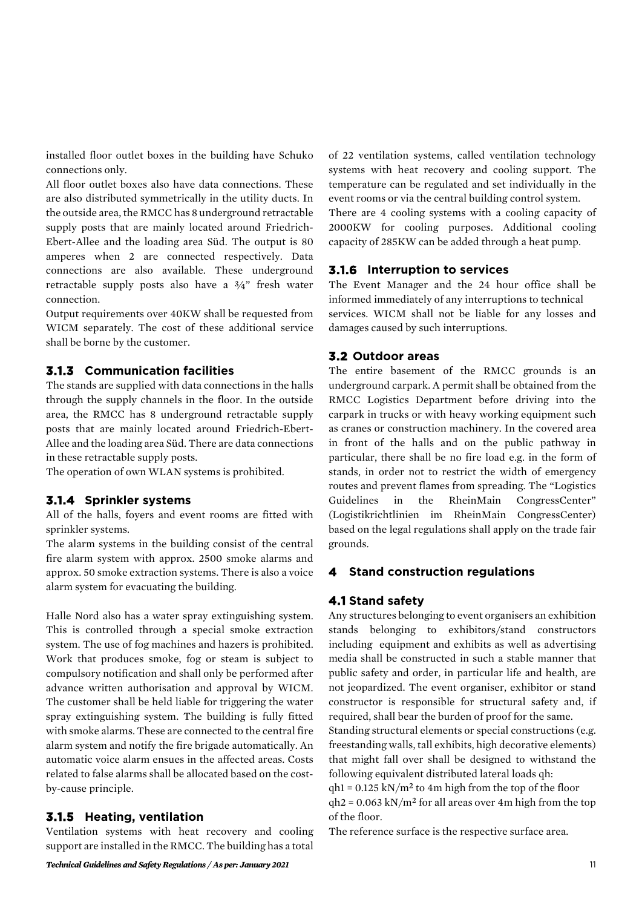installed floor outlet boxes in the building have Schuko connections only.

All floor outlet boxes also have data connections. These are also distributed symmetrically in the utility ducts. In the outside area, the RMCC has 8 underground retractable supply posts that are mainly located around Friedrich-Ebert-Allee and the loading area Süd. The output is 80 amperes when 2 are connected respectively. Data connections are also available. These underground retractable supply posts also have a ¾" fresh water connection.

Output requirements over 40KW shall be requested from WICM separately. The cost of these additional service shall be borne by the customer.

### 3.1.3 Communication facilities

The stands are supplied with data connections in the halls through the supply channels in the floor. In the outside area, the RMCC has 8 underground retractable supply posts that are mainly located around Friedrich-Ebert-Allee and the loading area Süd. There are data connections in these retractable supply posts.

The operation of own WLAN systems is prohibited.

### 3.1.4 Sprinkler systems

All of the halls, foyers and event rooms are fitted with sprinkler systems.

The alarm systems in the building consist of the central fire alarm system with approx. 2500 smoke alarms and approx. 50 smoke extraction systems. There is also a voice alarm system for evacuating the building.

Halle Nord also has a water spray extinguishing system. This is controlled through a special smoke extraction system. The use of fog machines and hazers is prohibited. Work that produces smoke, fog or steam is subject to compulsory notification and shall only be performed after advance written authorisation and approval by WICM. The customer shall be held liable for triggering the water spray extinguishing system. The building is fully fitted with smoke alarms. These are connected to the central fire alarm system and notify the fire brigade automatically. An automatic voice alarm ensues in the affected areas. Costs related to false alarms shall be allocated based on the cost-by-cause principle.

### 3.1.5 Heating, ventilation

Ventilation systems with heat recovery and cooling support are installed in the RMCC. The building has a total of 22 ventilation systems, called ventilation technology systems with heat recovery and cooling support. The temperature can be regulated and set individually in the event rooms or via the central building control system.

There are 4 cooling systems with a cooling capacity of 2000KW for cooling purposes. Additional cooling capacity of 285KW can be added through a heat pump.

### 3.1.6 Interruption to services

The Event Manager and the 24 hour office shall be informed immediately of any interruptions to technical services. WICM shall not be liable for any losses and damages caused by such interruptions.

## 3.2 Outdoor areas

The entire basement of the RMCC grounds is an underground carpark. A permit shall be obtained from the RMCC Logistics Department before driving into the carpark in trucks or with heavy working equipment such as cranes or construction machinery. In the covered area in front of the halls and on the public pathway in particular, there shall be no fire load e.g. in the form of stands, in order not to restrict the width of emergency routes and prevent flames from spreading. The "Logistics Guidelines in the RheinMain CongressCenter" (Logistikrichtlinien im RheinMain CongressCenter) based on the legal regulations shall apply on the trade fair grounds.

# 4 Stand construction regulations

## 4.1 Stand safety

Any structures belonging to event organisers an exhibition stands belonging to exhibitors/stand constructors including equipment and exhibits as well as advertising media shall be constructed in such a stable manner that public safety and order, in particular life and health, are not jeopardized. The event organiser, exhibitor or stand constructor is responsible for structural safety and, if required, shall bear the burden of proof for the same.

Standing structural elements or special constructions (e.g. freestanding walls, tall exhibits, high decorative elements) that might fall over shall be designed to withstand the following equivalent distributed lateral loads qh:

$qh1 = 0.125\ kN/m^2$ to 4m high from the top of the floor

$qh2 = 0.063\ kN/m^2$ for all areas over 4m high from the top of the floor.

The reference surface is the respective surface area.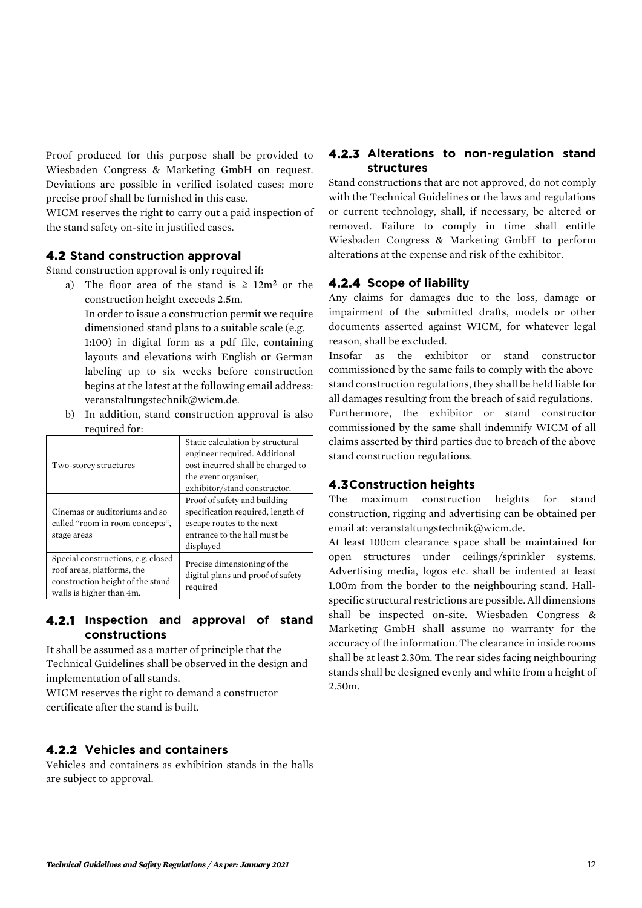Proof produced for this purpose shall be provided to Wiesbaden Congress & Marketing GmbH on request. Deviations are possible in verified isolated cases; more precise proof shall be furnished in this case.

WICM reserves the right to carry out a paid inspection of the stand safety on-site in justified cases.

## 4.2 Stand construction approval

Stand construction approval is only required if:

a) The floor area of the stand is ≥ 12m² or the construction height exceeds 2.5m.
   In order to issue a construction permit we require dimensioned stand plans to a suitable scale (e.g. 1:100) in digital form as a pdf file, containing layouts and elevations with English or German labeling up to six weeks before construction begins at the latest at the following email address: veranstaltungstechnik@wicm.de.

b) In addition, stand construction approval is also required for:

| | |
|---|---|
| Two-storey structures | Static calculation by structural engineer required. Additional cost incurred shall be charged to the event organiser, exhibitor/stand constructor. |
| Cinemas or auditoriums and so called "room in room concepts", stage areas | Proof of safety and building specification required, length of escape routes to the next entrance to the hall must be displayed |
| Special constructions, e.g. closed roof areas, platforms, the construction height of the stand walls is higher than 4m. | Precise dimensioning of the digital plans and proof of safety required |

### 4.2.1 Inspection and approval of stand constructions

It shall be assumed as a matter of principle that the Technical Guidelines shall be observed in the design and implementation of all stands.

WICM reserves the right to demand a constructor certificate after the stand is built.

### 4.2.2 Vehicles and containers

Vehicles and containers as exhibition stands in the halls are subject to approval.

### 4.2.3 Alterations to non-regulation stand structures

Stand constructions that are not approved, do not comply with the Technical Guidelines or the laws and regulations or current technology, shall, if necessary, be altered or removed. Failure to comply in time shall entitle Wiesbaden Congress & Marketing GmbH to perform alterations at the expense and risk of the exhibitor.

### 4.2.4 Scope of liability

Any claims for damages due to the loss, damage or impairment of the submitted drafts, models or other documents asserted against WICM, for whatever legal reason, shall be excluded.

Insofar as the exhibitor or stand constructor commissioned by the same fails to comply with the above stand construction regulations, they shall be held liable for all damages resulting from the breach of said regulations.

Furthermore, the exhibitor or stand constructor commissioned by the same shall indemnify WICM of all claims asserted by third parties due to breach of the above stand construction regulations.

## 4.3 Construction heights

The maximum construction heights for stand construction, rigging and advertising can be obtained per email at: veranstaltungstechnik@wicm.de.

At least 100cm clearance space shall be maintained for open structures under ceilings/sprinkler systems. Advertising media, logos etc. shall be indented at least 1.00m from the border to the neighbouring stand. Hall-specific structural restrictions are possible. All dimensions shall be inspected on-site. Wiesbaden Congress & Marketing GmbH shall assume no warranty for the accuracy of the information. The clearance in inside rooms shall be at least 2.30m. The rear sides facing neighbouring stands shall be designed evenly and white from a height of 2.50m.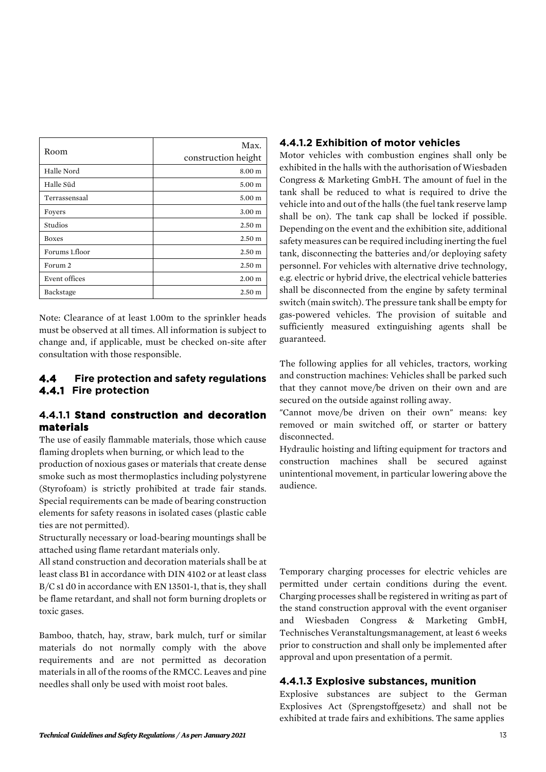| Room | Max. construction height |
| --- | --- |
| Halle Nord | 8.00 m |
| Halle Süd | 5.00 m |
| Terrassensaal | 5.00 m |
| Foyers | 3.00 m |
| Studios | 2.50 m |
| Boxes | 2.50 m |
| Forums 1.floor | 2.50 m |
| Forum 2 | 2.50 m |
| Event offices | 2.00 m |
| Backstage | 2.50 m |

Note: Clearance of at least 1.00m to the sprinkler heads must be observed at all times. All information is subject to change and, if applicable, must be checked on-site after consultation with those responsible.

## 4.4 Fire protection and safety regulations

### 4.4.1 Fire protection

#### 4.4.1.1 Stand construction and decoration materials

The use of easily flammable materials, those which cause flaming droplets when burning, or which lead to the production of noxious gases or materials that create dense smoke such as most thermoplastics including polystyrene (Styrofoam) is strictly prohibited at trade fair stands. Special requirements can be made of bearing construction elements for safety reasons in isolated cases (plastic cable ties are not permitted).

Structurally necessary or load-bearing mountings shall be attached using flame retardant materials only.

All stand construction and decoration materials shall be at least class B1 in accordance with DIN 4102 or at least class B/C s1 d0 in accordance with EN 13501-1, that is, they shall be flame retardant, and shall not form burning droplets or toxic gases.

Bamboo, thatch, hay, straw, bark mulch, turf or similar materials do not normally comply with the above requirements and are not permitted as decoration materials in all of the rooms of the RMCC. Leaves and pine needles shall only be used with moist root bales.

#### 4.4.1.2 Exhibition of motor vehicles

Motor vehicles with combustion engines shall only be exhibited in the halls with the authorisation of Wiesbaden Congress & Marketing GmbH. The amount of fuel in the tank shall be reduced to what is required to drive the vehicle into and out of the halls (the fuel tank reserve lamp shall be on). The tank cap shall be locked if possible. Depending on the event and the exhibition site, additional safety measures can be required including inerting the fuel tank, disconnecting the batteries and/or deploying safety personnel. For vehicles with alternative drive technology, e.g. electric or hybrid drive, the electrical vehicle batteries shall be disconnected from the engine by safety terminal switch (main switch). The pressure tank shall be empty for gas-powered vehicles. The provision of suitable and sufficiently measured extinguishing agents shall be guaranteed.

The following applies for all vehicles, tractors, working and construction machines: Vehicles shall be parked such that they cannot move/be driven on their own and are secured on the outside against rolling away.

"Cannot move/be driven on their own" means: key removed or main switched off, or starter or battery disconnected.

Hydraulic hoisting and lifting equipment for tractors and construction machines shall be secured against unintentional movement, in particular lowering above the audience.

Temporary charging processes for electric vehicles are permitted under certain conditions during the event. Charging processes shall be registered in writing as part of the stand construction approval with the event organiser and Wiesbaden Congress & Marketing GmbH, Technisches Veranstaltungsmanagement, at least 6 weeks prior to construction and shall only be implemented after approval and upon presentation of a permit.

#### 4.4.1.3 Explosive substances, munition

Explosive substances are subject to the German Explosives Act (Sprengstoffgesetz) and shall not be exhibited at trade fairs and exhibitions. The same applies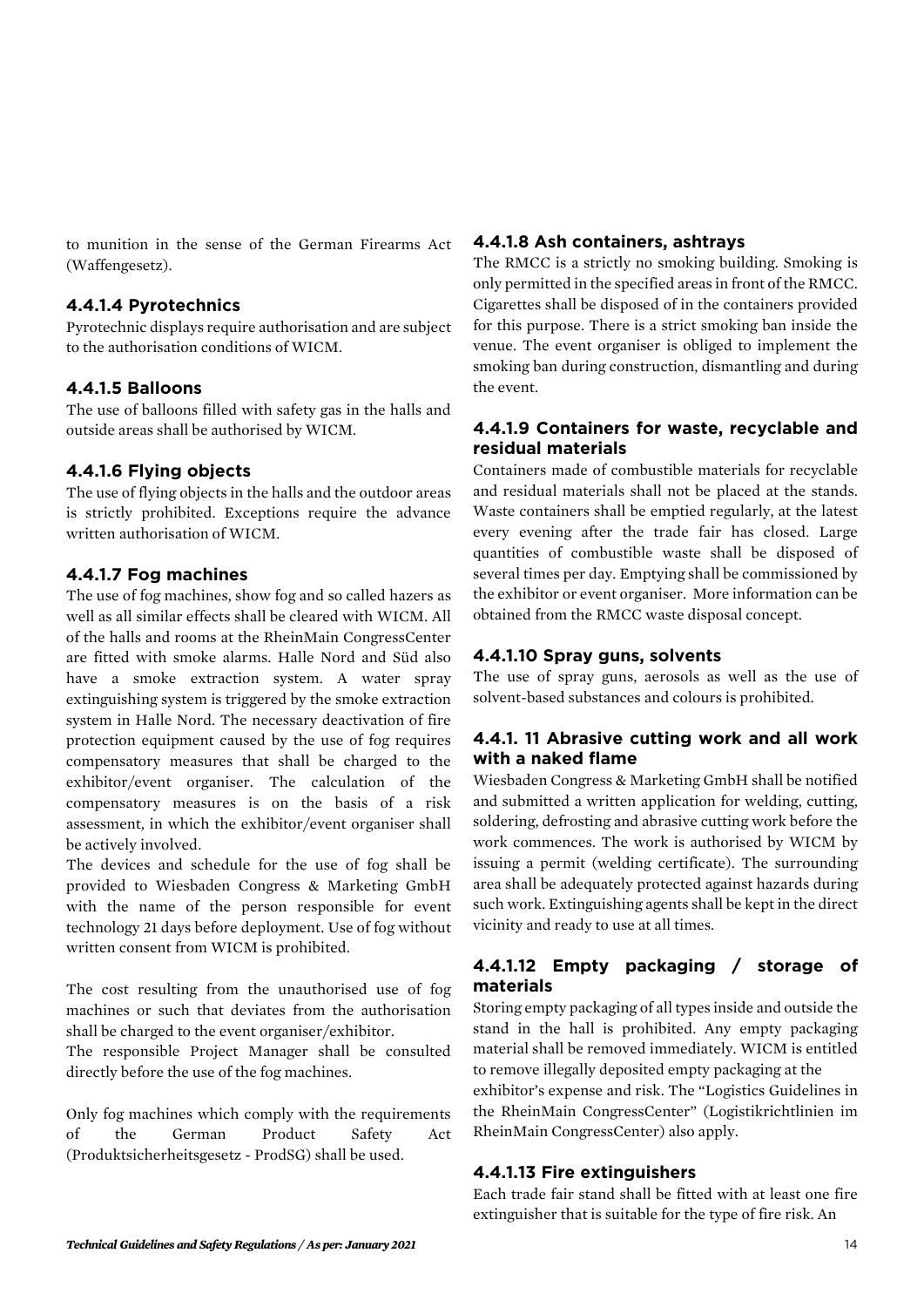to munition in the sense of the German Firearms Act (Waffengesetz).

#### 4.4.1.4 Pyrotechnics

Pyrotechnic displays require authorisation and are subject to the authorisation conditions of WICM.

#### 4.4.1.5 Balloons

The use of balloons filled with safety gas in the halls and outside areas shall be authorised by WICM.

#### 4.4.1.6 Flying objects

The use of flying objects in the halls and the outdoor areas is strictly prohibited. Exceptions require the advance written authorisation of WICM.

#### 4.4.1.7 Fog machines

The use of fog machines, show fog and so called hazers as well as all similar effects shall be cleared with WICM. All of the halls and rooms at the RheinMain CongressCenter are fitted with smoke alarms. Halle Nord and Süd also have a smoke extraction system. A water spray extinguishing system is triggered by the smoke extraction system in Halle Nord. The necessary deactivation of fire protection equipment caused by the use of fog requires compensatory measures that shall be charged to the exhibitor/event organiser. The calculation of the compensatory measures is on the basis of a risk assessment, in which the exhibitor/event organiser shall be actively involved.

The devices and schedule for the use of fog shall be provided to Wiesbaden Congress & Marketing GmbH with the name of the person responsible for event technology 21 days before deployment. Use of fog without written consent from WICM is prohibited.

The cost resulting from the unauthorised use of fog machines or such that deviates from the authorisation shall be charged to the event organiser/exhibitor.

The responsible Project Manager shall be consulted directly before the use of the fog machines.

Only fog machines which comply with the requirements of the German Product Safety Act (Produktsicherheitsgesetz - ProdSG) shall be used.

#### 4.4.1.8 Ash containers, ashtrays

The RMCC is a strictly no smoking building. Smoking is only permitted in the specified areas in front of the RMCC. Cigarettes shall be disposed of in the containers provided for this purpose. There is a strict smoking ban inside the venue. The event organiser is obliged to implement the smoking ban during construction, dismantling and during the event.

#### 4.4.1.9 Containers for waste, recyclable and residual materials

Containers made of combustible materials for recyclable and residual materials shall not be placed at the stands. Waste containers shall be emptied regularly, at the latest every evening after the trade fair has closed. Large quantities of combustible waste shall be disposed of several times per day. Emptying shall be commissioned by the exhibitor or event organiser. More information can be obtained from the RMCC waste disposal concept.

#### 4.4.1.10 Spray guns, solvents

The use of spray guns, aerosols as well as the use of solvent-based substances and colours is prohibited.

#### 4.4.1. 11 Abrasive cutting work and all work with a naked flame

Wiesbaden Congress & Marketing GmbH shall be notified and submitted a written application for welding, cutting, soldering, defrosting and abrasive cutting work before the work commences. The work is authorised by WICM by issuing a permit (welding certificate). The surrounding area shall be adequately protected against hazards during such work. Extinguishing agents shall be kept in the direct vicinity and ready to use at all times.

#### 4.4.1.12 Empty packaging / storage of materials

Storing empty packaging of all types inside and outside the stand in the hall is prohibited. Any empty packaging material shall be removed immediately. WICM is entitled to remove illegally deposited empty packaging at the exhibitor's expense and risk. The "Logistics Guidelines in the RheinMain CongressCenter" (Logistikrichtlinien im RheinMain CongressCenter) also apply.

#### 4.4.1.13 Fire extinguishers

Each trade fair stand shall be fitted with at least one fire extinguisher that is suitable for the type of fire risk. An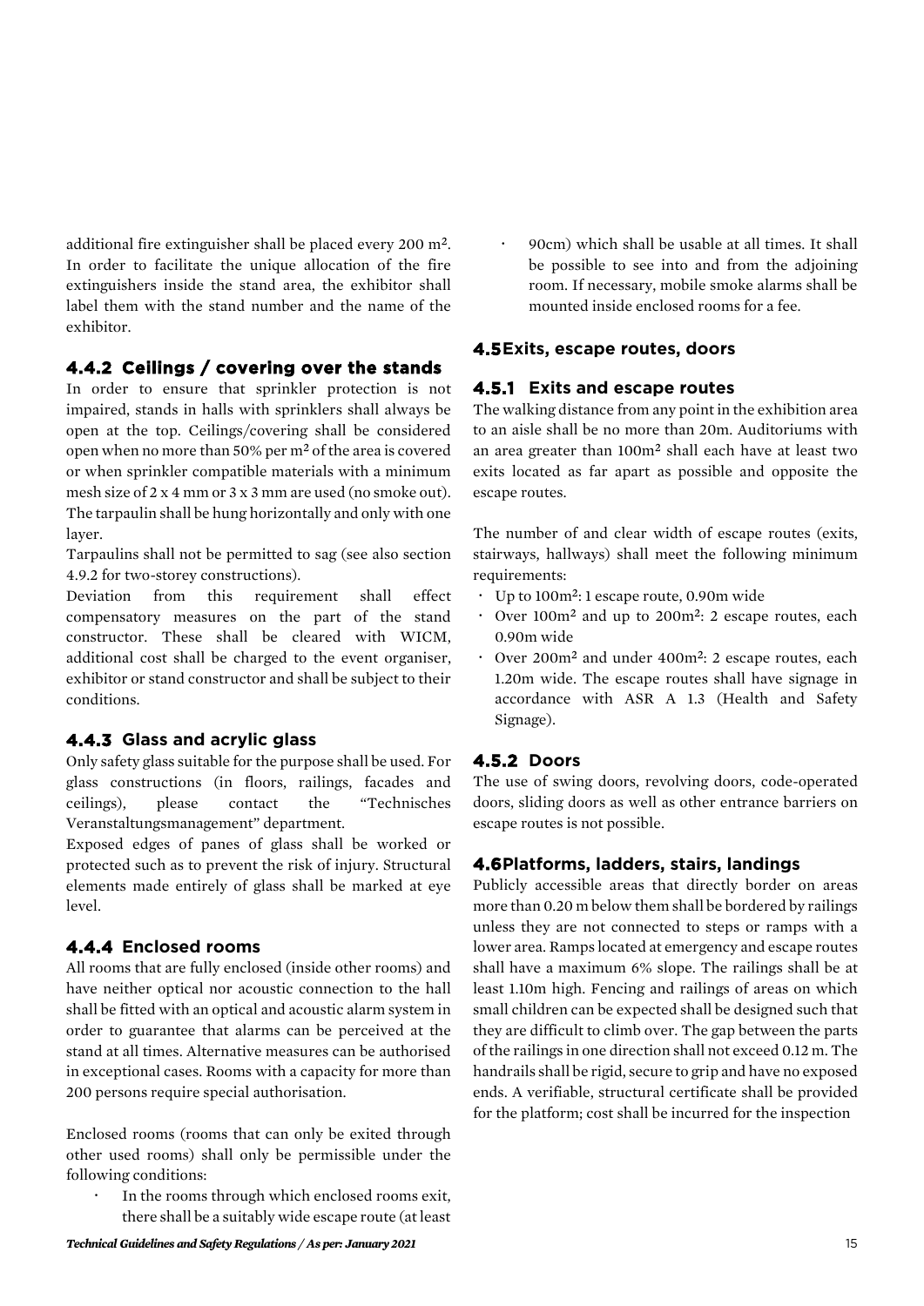additional fire extinguisher shall be placed every 200 m². In order to facilitate the unique allocation of the fire extinguishers inside the stand area, the exhibitor shall label them with the stand number and the name of the exhibitor.

### 4.4.2 Ceilings / covering over the stands

In order to ensure that sprinkler protection is not impaired, stands in halls with sprinklers shall always be open at the top. Ceilings/covering shall be considered open when no more than 50% per m² of the area is covered or when sprinkler compatible materials with a minimum mesh size of 2 x 4 mm or 3 x 3 mm are used (no smoke out). The tarpaulin shall be hung horizontally and only with one layer.

Tarpaulins shall not be permitted to sag (see also section 4.9.2 for two-storey constructions).

Deviation from this requirement shall effect compensatory measures on the part of the stand constructor. These shall be cleared with WICM, additional cost shall be charged to the event organiser, exhibitor or stand constructor and shall be subject to their conditions.

### 4.4.3 Glass and acrylic glass

Only safety glass suitable for the purpose shall be used. For glass constructions (in floors, railings, facades and ceilings), please contact the “Technisches Veranstaltungsmanagement” department.

Exposed edges of panes of glass shall be worked or protected such as to prevent the risk of injury. Structural elements made entirely of glass shall be marked at eye level.

### 4.4.4 Enclosed rooms

All rooms that are fully enclosed (inside other rooms) and have neither optical nor acoustic connection to the hall shall be fitted with an optical and acoustic alarm system in order to guarantee that alarms can be perceived at the stand at all times. Alternative measures can be authorised in exceptional cases. Rooms with a capacity for more than 200 persons require special authorisation.

Enclosed rooms (rooms that can only be exited through other used rooms) shall only be permissible under the following conditions:

- In the rooms through which enclosed rooms exit, there shall be a suitably wide escape route (at least
- 90cm) which shall be usable at all times. It shall be possible to see into and from the adjoining room. If necessary, mobile smoke alarms shall be mounted inside enclosed rooms for a fee.

## 4.5 Exits, escape routes, doors

### 4.5.1 Exits and escape routes

The walking distance from any point in the exhibition area to an aisle shall be no more than 20m. Auditoriums with an area greater than 100m² shall each have at least two exits located as far apart as possible and opposite the escape routes.

The number of and clear width of escape routes (exits, stairways, hallways) shall meet the following minimum requirements:

- Up to 100m²: 1 escape route, 0.90m wide
- Over 100m² and up to 200m²: 2 escape routes, each 0.90m wide
- Over 200m² and under 400m²: 2 escape routes, each 1.20m wide. The escape routes shall have signage in accordance with ASR A 1.3 (Health and Safety Signage).

### 4.5.2 Doors

The use of swing doors, revolving doors, code-operated doors, sliding doors as well as other entrance barriers on escape routes is not possible.

## 4.6 Platforms, ladders, stairs, landings

Publicly accessible areas that directly border on areas more than 0.20 m below them shall be bordered by railings unless they are not connected to steps or ramps with a lower area. Ramps located at emergency and escape routes shall have a maximum 6% slope. The railings shall be at least 1.10m high. Fencing and railings of areas on which small children can be expected shall be designed such that they are difficult to climb over. The gap between the parts of the railings in one direction shall not exceed 0.12 m. The handrails shall be rigid, secure to grip and have no exposed ends. A verifiable, structural certificate shall be provided for the platform; cost shall be incurred for the inspection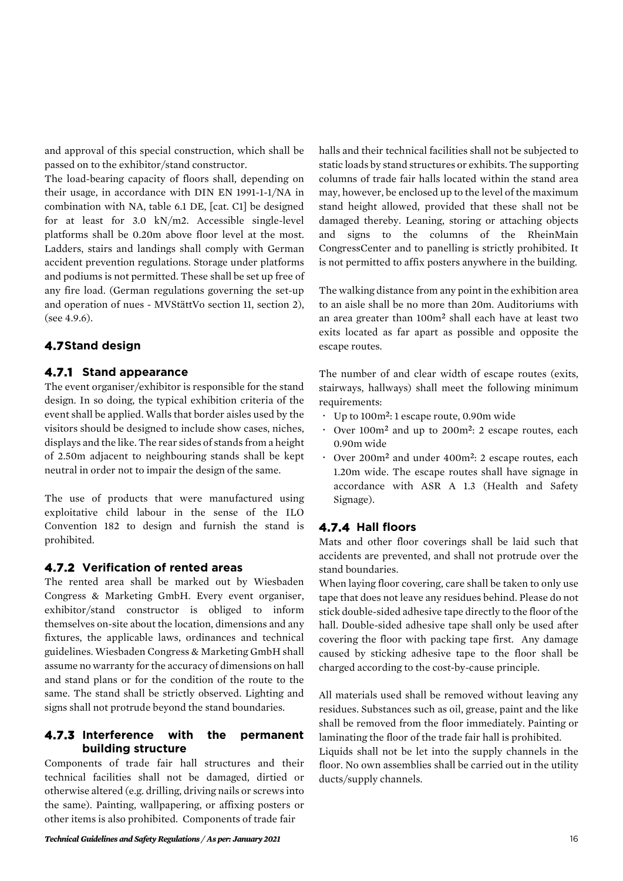and approval of this special construction, which shall be passed on to the exhibitor/stand constructor.

The load-bearing capacity of floors shall, depending on their usage, in accordance with DIN EN 1991-1-1/NA in combination with NA, table 6.1 DE, [cat. C1] be designed for at least for 3.0 kN/m2. Accessible single-level platforms shall be 0.20m above floor level at the most. Ladders, stairs and landings shall comply with German accident prevention regulations. Storage under platforms and podiums is not permitted. These shall be set up free of any fire load. (German regulations governing the set-up and operation of nues - MVStättVo section 11, section 2), (see 4.9.6).

## 4.7 Stand design

### 4.7.1 Stand appearance

The event organiser/exhibitor is responsible for the stand design. In so doing, the typical exhibition criteria of the event shall be applied. Walls that border aisles used by the visitors should be designed to include show cases, niches, displays and the like. The rear sides of stands from a height of 2.50m adjacent to neighbouring stands shall be kept neutral in order not to impair the design of the same.

The use of products that were manufactured using exploitative child labour in the sense of the ILO Convention 182 to design and furnish the stand is prohibited.

### 4.7.2 Verification of rented areas

The rented area shall be marked out by Wiesbaden Congress & Marketing GmbH. Every event organiser, exhibitor/stand constructor is obliged to inform themselves on-site about the location, dimensions and any fixtures, the applicable laws, ordinances and technical guidelines. Wiesbaden Congress & Marketing GmbH shall assume no warranty for the accuracy of dimensions on hall and stand plans or for the condition of the route to the same. The stand shall be strictly observed. Lighting and signs shall not protrude beyond the stand boundaries.

### 4.7.3 Interference with the permanent building structure

Components of trade fair hall structures and their technical facilities shall not be damaged, dirtied or otherwise altered (e.g. drilling, driving nails or screws into the same). Painting, wallpapering, or affixing posters or other items is also prohibited. Components of trade fair halls and their technical facilities shall not be subjected to static loads by stand structures or exhibits. The supporting columns of trade fair halls located within the stand area may, however, be enclosed up to the level of the maximum stand height allowed, provided that these shall not be damaged thereby. Leaning, storing or attaching objects and signs to the columns of the RheinMain CongressCenter and to panelling is strictly prohibited. It is not permitted to affix posters anywhere in the building.

The walking distance from any point in the exhibition area to an aisle shall be no more than 20m. Auditoriums with an area greater than 100m² shall each have at least two exits located as far apart as possible and opposite the escape routes.

The number of and clear width of escape routes (exits, stairways, hallways) shall meet the following minimum requirements:

- Up to 100m²: 1 escape route, 0.90m wide
- Over 100m² and up to 200m²: 2 escape routes, each 0.90m wide
- Over 200m² and under 400m²: 2 escape routes, each 1.20m wide. The escape routes shall have signage in accordance with ASR A 1.3 (Health and Safety Signage).

### 4.7.4 Hall floors

Mats and other floor coverings shall be laid such that accidents are prevented, and shall not protrude over the stand boundaries.

When laying floor covering, care shall be taken to only use tape that does not leave any residues behind. Please do not stick double-sided adhesive tape directly to the floor of the hall. Double-sided adhesive tape shall only be used after covering the floor with packing tape first. Any damage caused by sticking adhesive tape to the floor shall be charged according to the cost-by-cause principle.

All materials used shall be removed without leaving any residues. Substances such as oil, grease, paint and the like shall be removed from the floor immediately. Painting or laminating the floor of the trade fair hall is prohibited.

Liquids shall not be let into the supply channels in the floor. No own assemblies shall be carried out in the utility ducts/supply channels.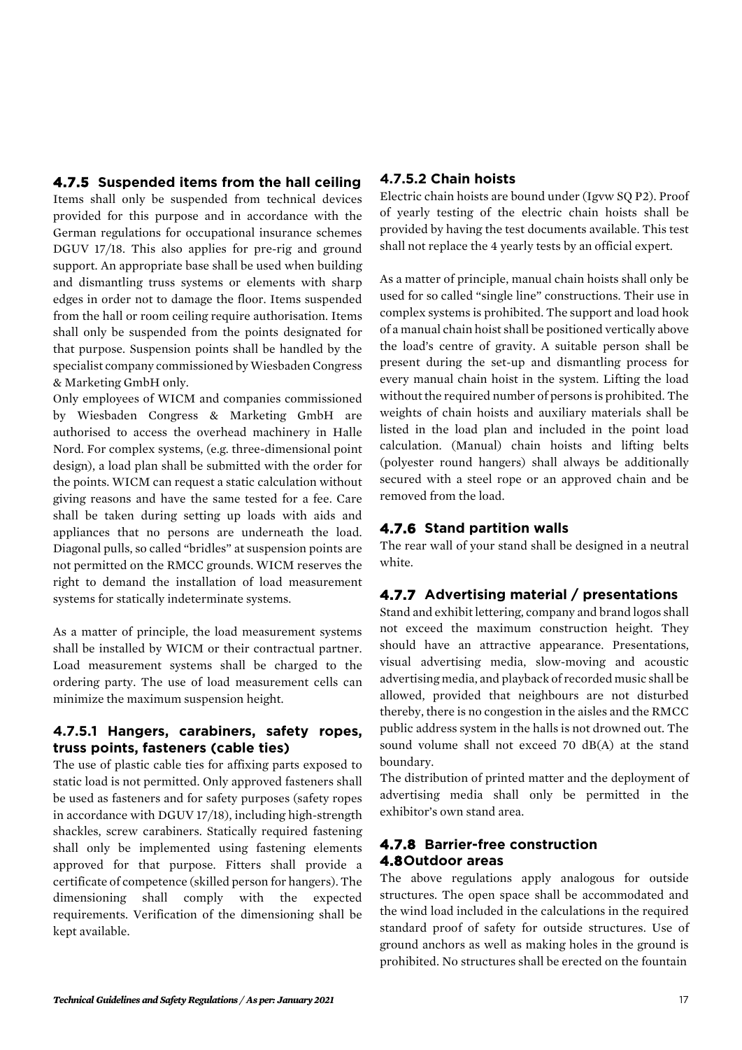### 4.7.5 Suspended items from the hall ceiling

Items shall only be suspended from technical devices provided for this purpose and in accordance with the German regulations for occupational insurance schemes DGUV 17/18. This also applies for pre-rig and ground support. An appropriate base shall be used when building and dismantling truss systems or elements with sharp edges in order not to damage the floor. Items suspended from the hall or room ceiling require authorisation. Items shall only be suspended from the points designated for that purpose. Suspension points shall be handled by the specialist company commissioned by Wiesbaden Congress & Marketing GmbH only.

Only employees of WICM and companies commissioned by Wiesbaden Congress & Marketing GmbH are authorised to access the overhead machinery in Halle Nord. For complex systems, (e.g. three-dimensional point design), a load plan shall be submitted with the order for the points. WICM can request a static calculation without giving reasons and have the same tested for a fee. Care shall be taken during setting up loads with aids and appliances that no persons are underneath the load. Diagonal pulls, so called "bridles" at suspension points are not permitted on the RMCC grounds. WICM reserves the right to demand the installation of load measurement systems for statically indeterminate systems.

As a matter of principle, the load measurement systems shall be installed by WICM or their contractual partner. Load measurement systems shall be charged to the ordering party. The use of load measurement cells can minimize the maximum suspension height.

#### 4.7.5.1 Hangers, carabiners, safety ropes, truss points, fasteners (cable ties)

The use of plastic cable ties for affixing parts exposed to static load is not permitted. Only approved fasteners shall be used as fasteners and for safety purposes (safety ropes in accordance with DGUV 17/18), including high-strength shackles, screw carabiners. Statically required fastening shall only be implemented using fastening elements approved for that purpose. Fitters shall provide a certificate of competence (skilled person for hangers). The dimensioning shall comply with the expected requirements. Verification of the dimensioning shall be kept available.

#### 4.7.5.2 Chain hoists

Electric chain hoists are bound under (Igvw SQ P2). Proof of yearly testing of the electric chain hoists shall be provided by having the test documents available. This test shall not replace the 4 yearly tests by an official expert.

As a matter of principle, manual chain hoists shall only be used for so called "single line" constructions. Their use in complex systems is prohibited. The support and load hook of a manual chain hoist shall be positioned vertically above the load's centre of gravity. A suitable person shall be present during the set-up and dismantling process for every manual chain hoist in the system. Lifting the load without the required number of persons is prohibited. The weights of chain hoists and auxiliary materials shall be listed in the load plan and included in the point load calculation. (Manual) chain hoists and lifting belts (polyester round hangers) shall always be additionally secured with a steel rope or an approved chain and be removed from the load.

### 4.7.6 Stand partition walls

The rear wall of your stand shall be designed in a neutral white.

### 4.7.7 Advertising material / presentations

Stand and exhibit lettering, company and brand logos shall not exceed the maximum construction height. They should have an attractive appearance. Presentations, visual advertising media, slow-moving and acoustic advertising media, and playback of recorded music shall be allowed, provided that neighbours are not disturbed thereby, there is no congestion in the aisles and the RMCC public address system in the halls is not drowned out. The sound volume shall not exceed 70 dB(A) at the stand boundary.

The distribution of printed matter and the deployment of advertising media shall only be permitted in the exhibitor's own stand area.

### 4.7.8 Barrier-free construction

## 4.8 Outdoor areas

The above regulations apply analogous for outside structures. The open space shall be accommodated and the wind load included in the calculations in the required standard proof of safety for outside structures. Use of ground anchors as well as making holes in the ground is prohibited. No structures shall be erected on the fountain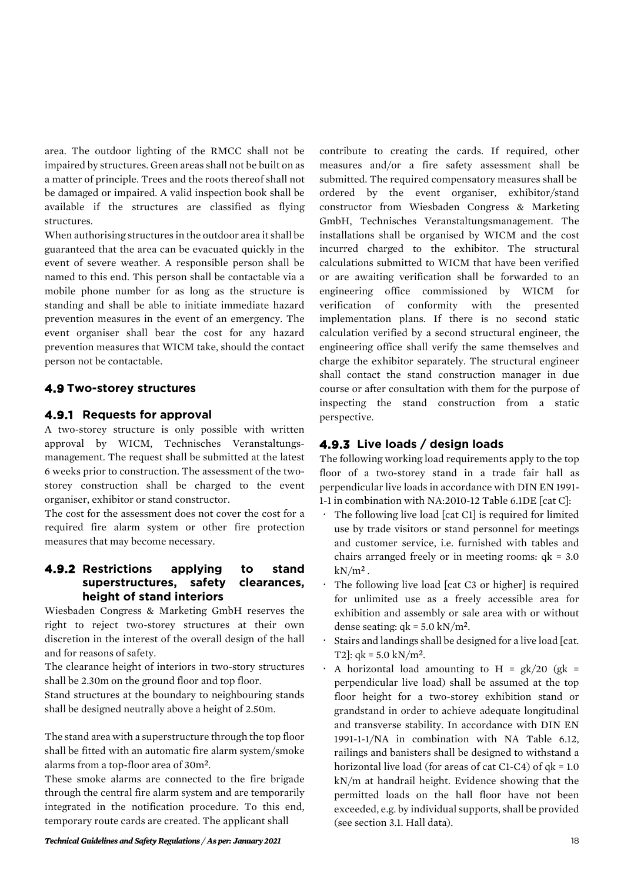area. The outdoor lighting of the RMCC shall not be impaired by structures. Green areas shall not be built on as a matter of principle. Trees and the roots thereof shall not be damaged or impaired. A valid inspection book shall be available if the structures are classified as flying structures.

When authorising structures in the outdoor area it shall be guaranteed that the area can be evacuated quickly in the event of severe weather. A responsible person shall be named to this end. This person shall be contactable via a mobile phone number for as long as the structure is standing and shall be able to initiate immediate hazard prevention measures in the event of an emergency. The event organiser shall bear the cost for any hazard prevention measures that WICM take, should the contact person not be contactable.

## 4.9 Two-storey structures

### 4.9.1 Requests for approval

A two-storey structure is only possible with written approval by WICM, Technisches Veranstaltungs-management. The request shall be submitted at the latest 6 weeks prior to construction. The assessment of the two-storey construction shall be charged to the event organiser, exhibitor or stand constructor.

The cost for the assessment does not cover the cost for a required fire alarm system or other fire protection measures that may become necessary.

### 4.9.2 Restrictions applying to stand superstructures, safety clearances, height of stand interiors

Wiesbaden Congress & Marketing GmbH reserves the right to reject two-storey structures at their own discretion in the interest of the overall design of the hall and for reasons of safety.

The clearance height of interiors in two-story structures shall be 2.30m on the ground floor and top floor.

Stand structures at the boundary to neighbouring stands shall be designed neutrally above a height of 2.50m.

The stand area with a superstructure through the top floor shall be fitted with an automatic fire alarm system/smoke alarms from a top-floor area of 30m².

These smoke alarms are connected to the fire brigade through the central fire alarm system and are temporarily integrated in the notification procedure. To this end, temporary route cards are created. The applicant shall contribute to creating the cards. If required, other measures and/or a fire safety assessment shall be submitted. The required compensatory measures shall be ordered by the event organiser, exhibitor/stand constructor from Wiesbaden Congress & Marketing GmbH, Technisches Veranstaltungsmanagement. The installations shall be organised by WICM and the cost incurred charged to the exhibitor. The structural calculations submitted to WICM that have been verified or are awaiting verification shall be forwarded to an engineering office commissioned by WICM for verification of conformity with the presented implementation plans. If there is no second static calculation verified by a second structural engineer, the engineering office shall verify the same themselves and charge the exhibitor separately. The structural engineer shall contact the stand construction manager in due course or after consultation with them for the purpose of inspecting the stand construction from a static perspective.

### 4.9.3 Live loads / design loads

The following working load requirements apply to the top floor of a two-storey stand in a trade fair hall as perpendicular live loads in accordance with DIN EN 1991-1-1 in combination with NA:2010-12 Table 6.1DE [cat C]:

- The following live load [cat C1] is required for limited use by trade visitors or stand personnel for meetings and customer service, i.e. furnished with tables and chairs arranged freely or in meeting rooms: $q_k = 3.0$ kN/m².
- The following live load [cat C3 or higher] is required for unlimited use as a freely accessible area for exhibition and assembly or sale area with or without dense seating: $q_k = 5.0$ kN/m².
- Stairs and landings shall be designed for a live load [cat. T2]: $q_k = 5.0$ kN/m².
- A horizontal load amounting to $H = g_k/20$ ($g_k$ = perpendicular live load) shall be assumed at the top floor height for a two-storey exhibition stand or grandstand in order to achieve adequate longitudinal and transverse stability. In accordance with DIN EN 1991-1-1/NA in combination with NA Table 6.12, railings and banisters shall be designed to withstand a horizontal live load (for areas of cat C1-C4) of $q_k = 1.0$ kN/m at handrail height. Evidence showing that the permitted loads on the hall floor have not been exceeded, e.g. by individual supports, shall be provided (see section 3.1. Hall data).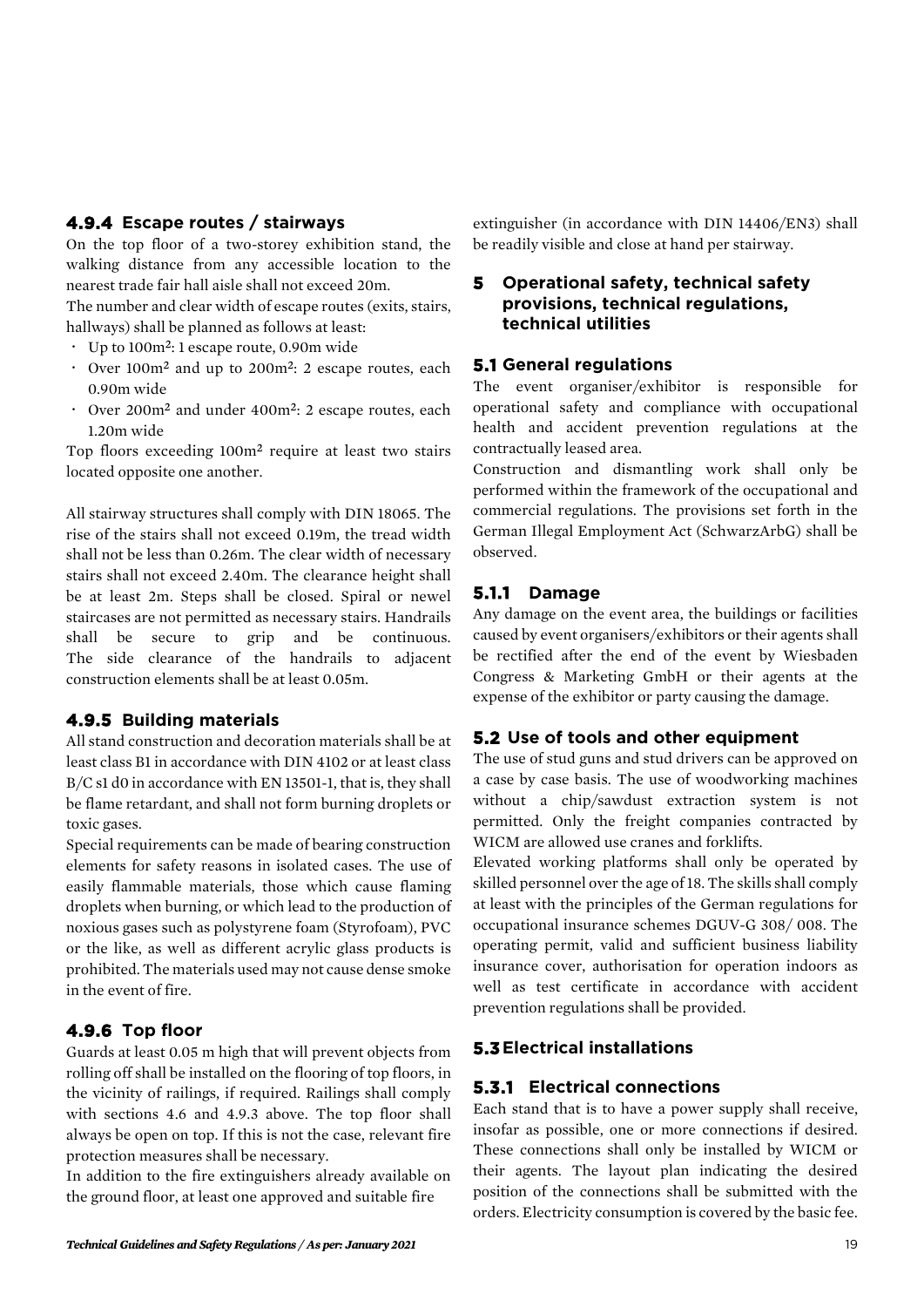### 4.9.4 Escape routes / stairways

On the top floor of a two-storey exhibition stand, the walking distance from any accessible location to the nearest trade fair hall aisle shall not exceed 20m.

The number and clear width of escape routes (exits, stairs, hallways) shall be planned as follows at least:

- Up to 100m²: 1 escape route, 0.90m wide
- Over 100m² and up to 200m²: 2 escape routes, each 0.90m wide
- Over 200m² and under 400m²: 2 escape routes, each 1.20m wide

Top floors exceeding 100m² require at least two stairs located opposite one another.

All stairway structures shall comply with DIN 18065. The rise of the stairs shall not exceed 0.19m, the tread width shall not be less than 0.26m. The clear width of necessary stairs shall not exceed 2.40m. The clearance height shall be at least 2m. Steps shall be closed. Spiral or newel staircases are not permitted as necessary stairs. Handrails shall be secure to grip and be continuous. The side clearance of the handrails to adjacent construction elements shall be at least 0.05m.

### 4.9.5 Building materials

All stand construction and decoration materials shall be at least class B1 in accordance with DIN 4102 or at least class B/C s1 d0 in accordance with EN 13501-1, that is, they shall be flame retardant, and shall not form burning droplets or toxic gases.

Special requirements can be made of bearing construction elements for safety reasons in isolated cases. The use of easily flammable materials, those which cause flaming droplets when burning, or which lead to the production of noxious gases such as polystyrene foam (Styrofoam), PVC or the like, as well as different acrylic glass products is prohibited. The materials used may not cause dense smoke in the event of fire.

### 4.9.6 Top floor

Guards at least 0.05 m high that will prevent objects from rolling off shall be installed on the flooring of top floors, in the vicinity of railings, if required. Railings shall comply with sections 4.6 and 4.9.3 above. The top floor shall always be open on top. If this is not the case, relevant fire protection measures shall be necessary.

In addition to the fire extinguishers already available on the ground floor, at least one approved and suitable fire extinguisher (in accordance with DIN 14406/EN3) shall be readily visible and close at hand per stairway.

## 5 Operational safety, technical safety provisions, technical regulations, technical utilities

### 5.1 General regulations

The event organiser/exhibitor is responsible for operational safety and compliance with occupational health and accident prevention regulations at the contractually leased area.

Construction and dismantling work shall only be performed within the framework of the occupational and commercial regulations. The provisions set forth in the German Illegal Employment Act (SchwarzArbG) shall be observed.

### 5.1.1 Damage

Any damage on the event area, the buildings or facilities caused by event organisers/exhibitors or their agents shall be rectified after the end of the event by Wiesbaden Congress & Marketing GmbH or their agents at the expense of the exhibitor or party causing the damage.

### 5.2 Use of tools and other equipment

The use of stud guns and stud drivers can be approved on a case by case basis. The use of woodworking machines without a chip/sawdust extraction system is not permitted. Only the freight companies contracted by WICM are allowed use cranes and forklifts.

Elevated working platforms shall only be operated by skilled personnel over the age of 18. The skills shall comply at least with the principles of the German regulations for occupational insurance schemes DGUV-G 308/ 008. The operating permit, valid and sufficient business liability insurance cover, authorisation for operation indoors as well as test certificate in accordance with accident prevention regulations shall be provided.

### 5.3 Electrical installations

### 5.3.1 Electrical connections

Each stand that is to have a power supply shall receive, insofar as possible, one or more connections if desired. These connections shall only be installed by WICM or their agents. The layout plan indicating the desired position of the connections shall be submitted with the orders. Electricity consumption is covered by the basic fee.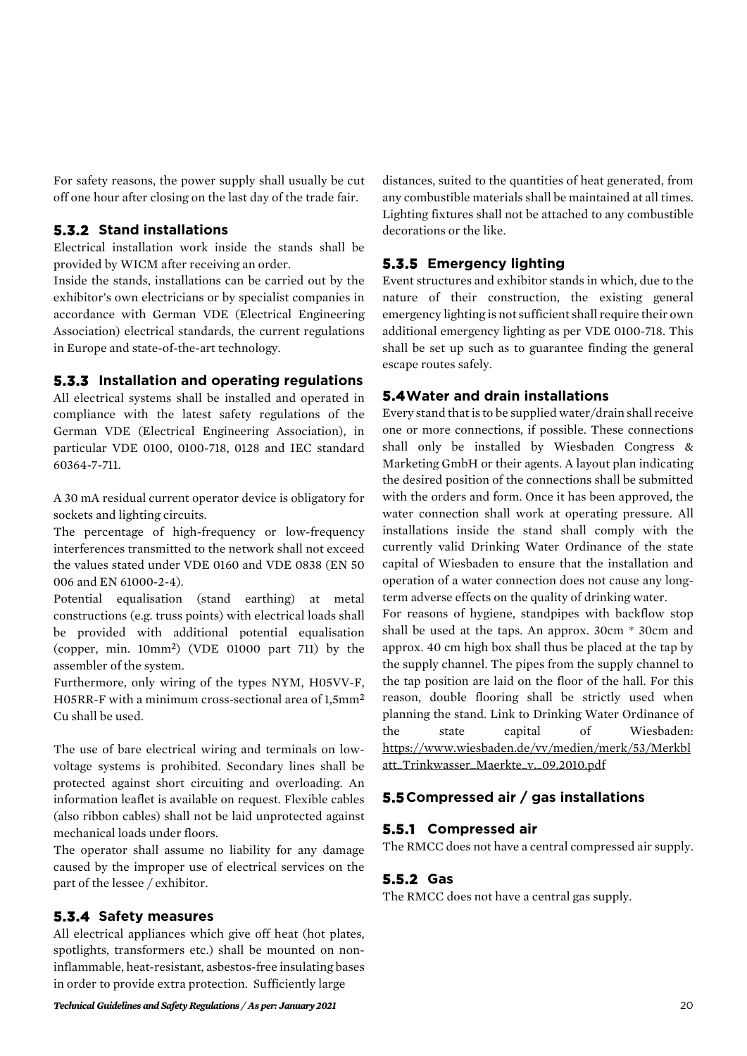For safety reasons, the power supply shall usually be cut off one hour after closing on the last day of the trade fair.

### 5.3.2 Stand installations

Electrical installation work inside the stands shall be provided by WICM after receiving an order.

Inside the stands, installations can be carried out by the exhibitor's own electricians or by specialist companies in accordance with German VDE (Electrical Engineering Association) electrical standards, the current regulations in Europe and state-of-the-art technology.

### 5.3.3 Installation and operating regulations

All electrical systems shall be installed and operated in compliance with the latest safety regulations of the German VDE (Electrical Engineering Association), in particular VDE 0100, 0100-718, 0128 and IEC standard 60364-7-711.

A 30 mA residual current operator device is obligatory for sockets and lighting circuits.

The percentage of high-frequency or low-frequency interferences transmitted to the network shall not exceed the values stated under VDE 0160 and VDE 0838 (EN 50 006 and EN 61000-2-4).

Potential equalisation (stand earthing) at metal constructions (e.g. truss points) with electrical loads shall be provided with additional potential equalisation (copper, min. 10mm²) (VDE 01000 part 711) by the assembler of the system.

Furthermore, only wiring of the types NYM, H05VV-F, H05RR-F with a minimum cross-sectional area of 1,5mm² Cu shall be used.

The use of bare electrical wiring and terminals on low-voltage systems is prohibited. Secondary lines shall be protected against short circuiting and overloading. An information leaflet is available on request. Flexible cables (also ribbon cables) shall not be laid unprotected against mechanical loads under floors.

The operator shall assume no liability for any damage caused by the improper use of electrical services on the part of the lessee / exhibitor.

### 5.3.4 Safety measures

All electrical appliances which give off heat (hot plates, spotlights, transformers etc.) shall be mounted on non-inflammable, heat-resistant, asbestos-free insulating bases in order to provide extra protection. Sufficiently large distances, suited to the quantities of heat generated, from any combustible materials shall be maintained at all times. Lighting fixtures shall not be attached to any combustible decorations or the like.

### 5.3.5 Emergency lighting

Event structures and exhibitor stands in which, due to the nature of their construction, the existing general emergency lighting is not sufficient shall require their own additional emergency lighting as per VDE 0100-718. This shall be set up such as to guarantee finding the general escape routes safely.

## 5.4 Water and drain installations

Every stand that is to be supplied water/drain shall receive one or more connections, if possible. These connections shall only be installed by Wiesbaden Congress & Marketing GmbH or their agents. A layout plan indicating the desired position of the connections shall be submitted with the orders and form. Once it has been approved, the water connection shall work at operating pressure. All installations inside the stand shall comply with the currently valid Drinking Water Ordinance of the state capital of Wiesbaden to ensure that the installation and operation of a water connection does not cause any long-term adverse effects on the quality of drinking water.

For reasons of hygiene, standpipes with backflow stop shall be used at the taps. An approx. 30cm * 30cm and approx. 40 cm high box shall thus be placed at the tap by the supply channel. The pipes from the supply channel to the tap position are laid on the floor of the hall. For this reason, double flooring shall be strictly used when planning the stand. Link to Drinking Water Ordinance of the state capital of Wiesbaden: https://www.wiesbaden.de/vv/medien/merk/53/Merkblatt_Trinkwasser_Maerkte_v._09.2010.pdf

## 5.5 Compressed air / gas installations

### 5.5.1 Compressed air

The RMCC does not have a central compressed air supply.

### 5.5.2 Gas

The RMCC does not have a central gas supply.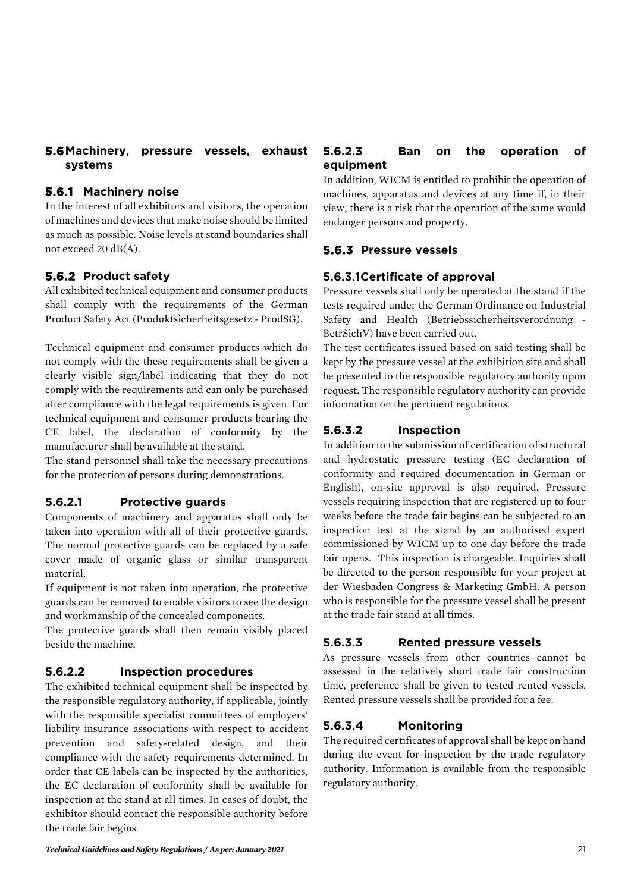## 5.6 Machinery, pressure vessels, exhaust systems

### 5.6.1 Machinery noise

In the interest of all exhibitors and visitors, the operation of machines and devices that make noise should be limited as much as possible. Noise levels at stand boundaries shall not exceed 70 dB(A).

### 5.6.2 Product safety

All exhibited technical equipment and consumer products shall comply with the requirements of the German Product Safety Act (Produktsicherheitsgesetz - ProdSG).

Technical equipment and consumer products which do not comply with the these requirements shall be given a clearly visible sign/label indicating that they do not comply with the requirements and can only be purchased after compliance with the legal requirements is given. For technical equipment and consumer products bearing the CE label, the declaration of conformity by the manufacturer shall be available at the stand.
The stand personnel shall take the necessary precautions for the protection of persons during demonstrations.

#### 5.6.2.1 Protective guards

Components of machinery and apparatus shall only be taken into operation with all of their protective guards. The normal protective guards can be replaced by a safe cover made of organic glass or similar transparent material.
If equipment is not taken into operation, the protective guards can be removed to enable visitors to see the design and workmanship of the concealed components.
The protective guards shall then remain visibly placed beside the machine.

#### 5.6.2.2 Inspection procedures

The exhibited technical equipment shall be inspected by the responsible regulatory authority, if applicable, jointly with the responsible specialist committees of employers' liability insurance associations with respect to accident prevention and safety-related design, and their compliance with the safety requirements determined. In order that CE labels can be inspected by the authorities, the EC declaration of conformity shall be available for inspection at the stand at all times. In cases of doubt, the exhibitor should contact the responsible authority before the trade fair begins.

#### 5.6.2.3 Ban on the operation of equipment

In addition, WICM is entitled to prohibit the operation of machines, apparatus and devices at any time if, in their view, there is a risk that the operation of the same would endanger persons and property.

### 5.6.3 Pressure vessels

#### 5.6.3.1 Certificate of approval

Pressure vessels shall only be operated at the stand if the tests required under the German Ordinance on Industrial Safety and Health (Betriebssicherheitsverordnung - BetrSichV) have been carried out.
The test certificates issued based on said testing shall be kept by the pressure vessel at the exhibition site and shall be presented to the responsible regulatory authority upon request. The responsible regulatory authority can provide information on the pertinent regulations.

#### 5.6.3.2 Inspection

In addition to the submission of certification of structural and hydrostatic pressure testing (EC declaration of conformity and required documentation in German or English), on-site approval is also required. Pressure vessels requiring inspection that are registered up to four weeks before the trade fair begins can be subjected to an inspection test at the stand by an authorised expert commissioned by WICM up to one day before the trade fair opens. This inspection is chargeable. Inquiries shall be directed to the person responsible for your project at der Wiesbaden Congress & Marketing GmbH. A person who is responsible for the pressure vessel shall be present at the trade fair stand at all times.

#### 5.6.3.3 Rented pressure vessels

As pressure vessels from other countries cannot be assessed in the relatively short trade fair construction time, preference shall be given to tested rented vessels. Rented pressure vessels shall be provided for a fee.

#### 5.6.3.4 Monitoring

The required certificates of approval shall be kept on hand during the event for inspection by the trade regulatory authority. Information is available from the responsible regulatory authority.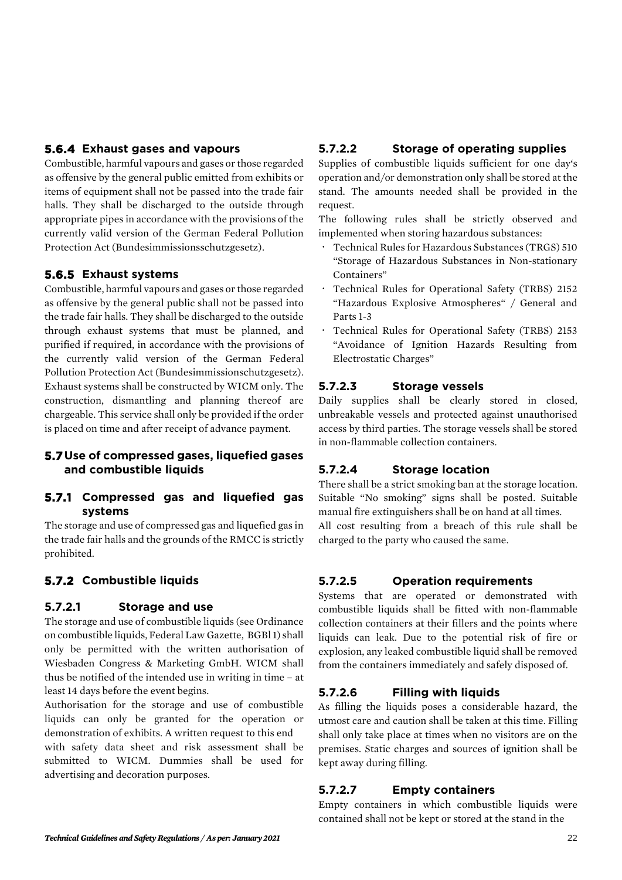### 5.6.4 Exhaust gases and vapours

Combustible, harmful vapours and gases or those regarded as offensive by the general public emitted from exhibits or items of equipment shall not be passed into the trade fair halls. They shall be discharged to the outside through appropriate pipes in accordance with the provisions of the currently valid version of the German Federal Pollution Protection Act (Bundesimmissionsschutzgesetz).

### 5.6.5 Exhaust systems

Combustible, harmful vapours and gases or those regarded as offensive by the general public shall not be passed into the trade fair halls. They shall be discharged to the outside through exhaust systems that must be planned, and purified if required, in accordance with the provisions of the currently valid version of the German Federal Pollution Protection Act (Bundesimmissionschutzgesetz). Exhaust systems shall be constructed by WICM only. The construction, dismantling and planning thereof are chargeable. This service shall only be provided if the order is placed on time and after receipt of advance payment.

## 5.7 Use of compressed gases, liquefied gases and combustible liquids

### 5.7.1 Compressed gas and liquefied gas systems

The storage and use of compressed gas and liquefied gas in the trade fair halls and the grounds of the RMCC is strictly prohibited.

### 5.7.2 Combustible liquids

#### 5.7.2.1 Storage and use

The storage and use of combustible liquids (see Ordinance on combustible liquids, Federal Law Gazette, BGBl 1) shall only be permitted with the written authorisation of Wiesbaden Congress & Marketing GmbH. WICM shall thus be notified of the intended use in writing in time – at least 14 days before the event begins.

Authorisation for the storage and use of combustible liquids can only be granted for the operation or demonstration of exhibits. A written request to this end with safety data sheet and risk assessment shall be submitted to WICM. Dummies shall be used for advertising and decoration purposes.

#### 5.7.2.2 Storage of operating supplies

Supplies of combustible liquids sufficient for one day‘s operation and/or demonstration only shall be stored at the stand. The amounts needed shall be provided in the request.

The following rules shall be strictly observed and implemented when storing hazardous substances:

- Technical Rules for Hazardous Substances (TRGS) 510 “Storage of Hazardous Substances in Non-stationary Containers”
- Technical Rules for Operational Safety (TRBS) 2152 “Hazardous Explosive Atmospheres“ / General and Parts 1-3
- Technical Rules for Operational Safety (TRBS) 2153 “Avoidance of Ignition Hazards Resulting from Electrostatic Charges”

#### 5.7.2.3 Storage vessels

Daily supplies shall be clearly stored in closed, unbreakable vessels and protected against unauthorised access by third parties. The storage vessels shall be stored in non-flammable collection containers.

#### 5.7.2.4 Storage location

There shall be a strict smoking ban at the storage location. Suitable “No smoking” signs shall be posted. Suitable manual fire extinguishers shall be on hand at all times.
All cost resulting from a breach of this rule shall be charged to the party who caused the same.

#### 5.7.2.5 Operation requirements

Systems that are operated or demonstrated with combustible liquids shall be fitted with non-flammable collection containers at their fillers and the points where liquids can leak. Due to the potential risk of fire or explosion, any leaked combustible liquid shall be removed from the containers immediately and safely disposed of.

#### 5.7.2.6 Filling with liquids

As filling the liquids poses a considerable hazard, the utmost care and caution shall be taken at this time. Filling shall only take place at times when no visitors are on the premises. Static charges and sources of ignition shall be kept away during filling.

#### 5.7.2.7 Empty containers

Empty containers in which combustible liquids were contained shall not be kept or stored at the stand in the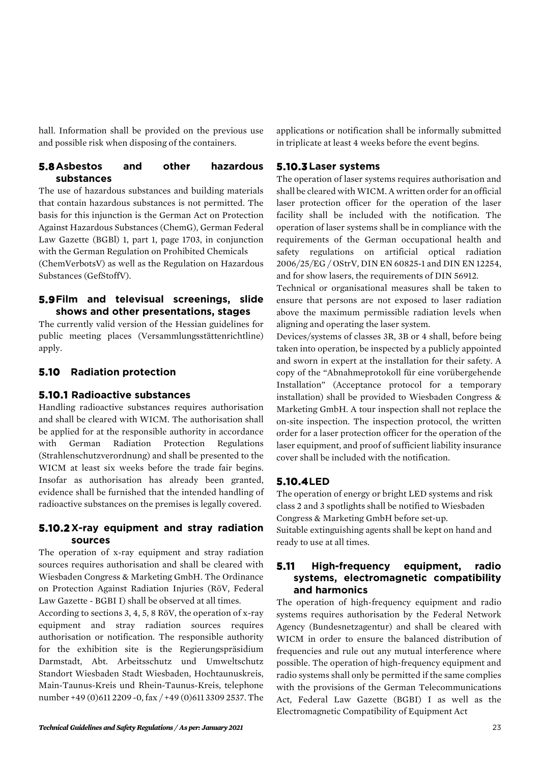hall. Information shall be provided on the previous use and possible risk when disposing of the containers.

## 5.8 Asbestos and other hazardous substances

The use of hazardous substances and building materials that contain hazardous substances is not permitted. The basis for this injunction is the German Act on Protection Against Hazardous Substances (ChemG), German Federal Law Gazette (BGBl) 1, part 1, page 1703, in conjunction with the German Regulation on Prohibited Chemicals (ChemVerbotsV) as well as the Regulation on Hazardous Substances (GefStoffV).

## 5.9 Film and televisual screenings, slide shows and other presentations, stages

The currently valid version of the Hessian guidelines for public meeting places (Versammlungsstättenrichtline) apply.

## 5.10 Radiation protection

### 5.10.1 Radioactive substances

Handling radioactive substances requires authorisation and shall be cleared with WICM. The authorisation shall be applied for at the responsible authority in accordance with German Radiation Protection Regulations (Strahlenschutzverordnung) and shall be presented to the WICM at least six weeks before the trade fair begins. Insofar as authorisation has already been granted, evidence shall be furnished that the intended handling of radioactive substances on the premises is legally covered.

### 5.10.2 X-ray equipment and stray radiation sources

The operation of x-ray equipment and stray radiation sources requires authorisation and shall be cleared with Wiesbaden Congress & Marketing GmbH. The Ordinance on Protection Against Radiation Injuries (RöV, Federal Law Gazette - BGBI I) shall be observed at all times.

According to sections 3, 4, 5, 8 RöV, the operation of x-ray equipment and stray radiation sources requires authorisation or notification. The responsible authority for the exhibition site is the Regierungspräsidium Darmstadt, Abt. Arbeitsschutz und Umweltschutz Standort Wiesbaden Stadt Wiesbaden, Hochtaunuskreis, Main-Taunus-Kreis und Rhein-Taunus-Kreis, telephone number +49 (0)611 2209 -0, fax / +49 (0)611 3309 2537. The applications or notification shall be informally submitted in triplicate at least 4 weeks before the event begins.

### 5.10.3 Laser systems

The operation of laser systems requires authorisation and shall be cleared with WICM. A written order for an official laser protection officer for the operation of the laser facility shall be included with the notification. The operation of laser systems shall be in compliance with the requirements of the German occupational health and safety regulations on artificial optical radiation 2006/25/EG / OStrV, DIN EN 60825-1 and DIN EN 12254, and for show lasers, the requirements of DIN 56912.

Technical or organisational measures shall be taken to ensure that persons are not exposed to laser radiation above the maximum permissible radiation levels when aligning and operating the laser system.

Devices/systems of classes 3R, 3B or 4 shall, before being taken into operation, be inspected by a publicly appointed and sworn in expert at the installation for their safety. A copy of the "Abnahmeprotokoll für eine vorübergehende Installation" (Acceptance protocol for a temporary installation) shall be provided to Wiesbaden Congress & Marketing GmbH. A tour inspection shall not replace the on-site inspection. The inspection protocol, the written order for a laser protection officer for the operation of the laser equipment, and proof of sufficient liability insurance cover shall be included with the notification.

### 5.10.4 LED

The operation of energy or bright LED systems and risk class 2 and 3 spotlights shall be notified to Wiesbaden Congress & Marketing GmbH before set-up.

Suitable extinguishing agents shall be kept on hand and ready to use at all times.

## 5.11 High-frequency equipment, radio systems, electromagnetic compatibility and harmonics

The operation of high-frequency equipment and radio systems requires authorisation by the Federal Network Agency (Bundesnetzagentur) and shall be cleared with WICM in order to ensure the balanced distribution of frequencies and rule out any mutual interference where possible. The operation of high-frequency equipment and radio systems shall only be permitted if the same complies with the provisions of the German Telecommunications Act, Federal Law Gazette (BGBI) I as well as the Electromagnetic Compatibility of Equipment Act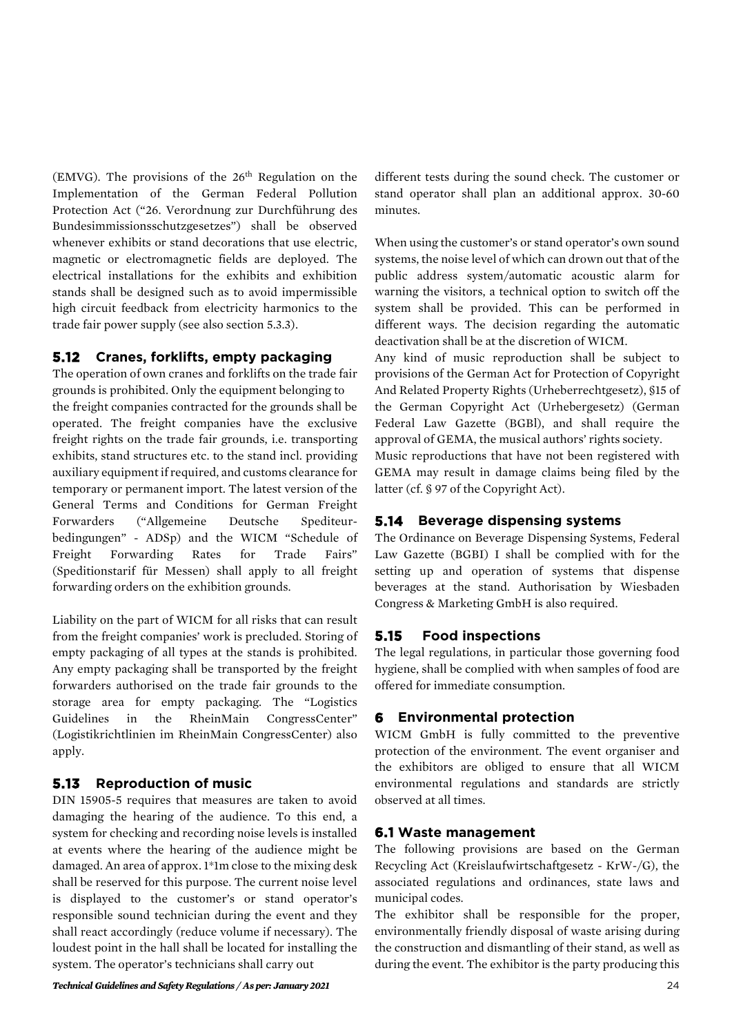(EMVG). The provisions of the 26th Regulation on the Implementation of the German Federal Pollution Protection Act ("26. Verordnung zur Durchführung des Bundesimmissionsschutzgesetzes") shall be observed whenever exhibits or stand decorations that use electric, magnetic or electromagnetic fields are deployed. The electrical installations for the exhibits and exhibition stands shall be designed such as to avoid impermissible high circuit feedback from electricity harmonics to the trade fair power supply (see also section 5.3.3).

## 5.12 Cranes, forklifts, empty packaging

The operation of own cranes and forklifts on the trade fair grounds is prohibited. Only the equipment belonging to the freight companies contracted for the grounds shall be operated. The freight companies have the exclusive freight rights on the trade fair grounds, i.e. transporting exhibits, stand structures etc. to the stand incl. providing auxiliary equipment if required, and customs clearance for temporary or permanent import. The latest version of the General Terms and Conditions for German Freight Forwarders ("Allgemeine Deutsche Spediteurbedingungen" - ADSp) and the WICM "Schedule of Freight Forwarding Rates for Trade Fairs" (Speditionstarif für Messen) shall apply to all freight forwarding orders on the exhibition grounds.

Liability on the part of WICM for all risks that can result from the freight companies' work is precluded. Storing of empty packaging of all types at the stands is prohibited. Any empty packaging shall be transported by the freight forwarders authorised on the trade fair grounds to the storage area for empty packaging. The "Logistics Guidelines in the RheinMain CongressCenter" (Logistikrichtlinien im RheinMain CongressCenter) also apply.

## 5.13 Reproduction of music

DIN 15905-5 requires that measures are taken to avoid damaging the hearing of the audience. To this end, a system for checking and recording noise levels is installed at events where the hearing of the audience might be damaged. An area of approx. 1*1m close to the mixing desk shall be reserved for this purpose. The current noise level is displayed to the customer's or stand operator's responsible sound technician during the event and they shall react accordingly (reduce volume if necessary). The loudest point in the hall shall be located for installing the system. The operator's technicians shall carry out different tests during the sound check. The customer or stand operator shall plan an additional approx. 30-60 minutes.

When using the customer's or stand operator's own sound systems, the noise level of which can drown out that of the public address system/automatic acoustic alarm for warning the visitors, a technical option to switch off the system shall be provided. This can be performed in different ways. The decision regarding the automatic deactivation shall be at the discretion of WICM.

Any kind of music reproduction shall be subject to provisions of the German Act for Protection of Copyright And Related Property Rights (Urheberrechtgesetz), §15 of the German Copyright Act (Urhebergesetz) (German Federal Law Gazette (BGBl), and shall require the approval of GEMA, the musical authors' rights society.

Music reproductions that have not been registered with GEMA may result in damage claims being filed by the latter (cf. § 97 of the Copyright Act).

## 5.14 Beverage dispensing systems

The Ordinance on Beverage Dispensing Systems, Federal Law Gazette (BGBI) I shall be complied with for the setting up and operation of systems that dispense beverages at the stand. Authorisation by Wiesbaden Congress & Marketing GmbH is also required.

## 5.15 Food inspections

The legal regulations, in particular those governing food hygiene, shall be complied with when samples of food are offered for immediate consumption.

# 6 Environmental protection

WICM GmbH is fully committed to the preventive protection of the environment. The event organiser and the exhibitors are obliged to ensure that all WICM environmental regulations and standards are strictly observed at all times.

## 6.1 Waste management

The following provisions are based on the German Recycling Act (Kreislaufwirtschaftgesetz - KrW-/G), the associated regulations and ordinances, state laws and municipal codes.

The exhibitor shall be responsible for the proper, environmentally friendly disposal of waste arising during the construction and dismantling of their stand, as well as during the event. The exhibitor is the party producing this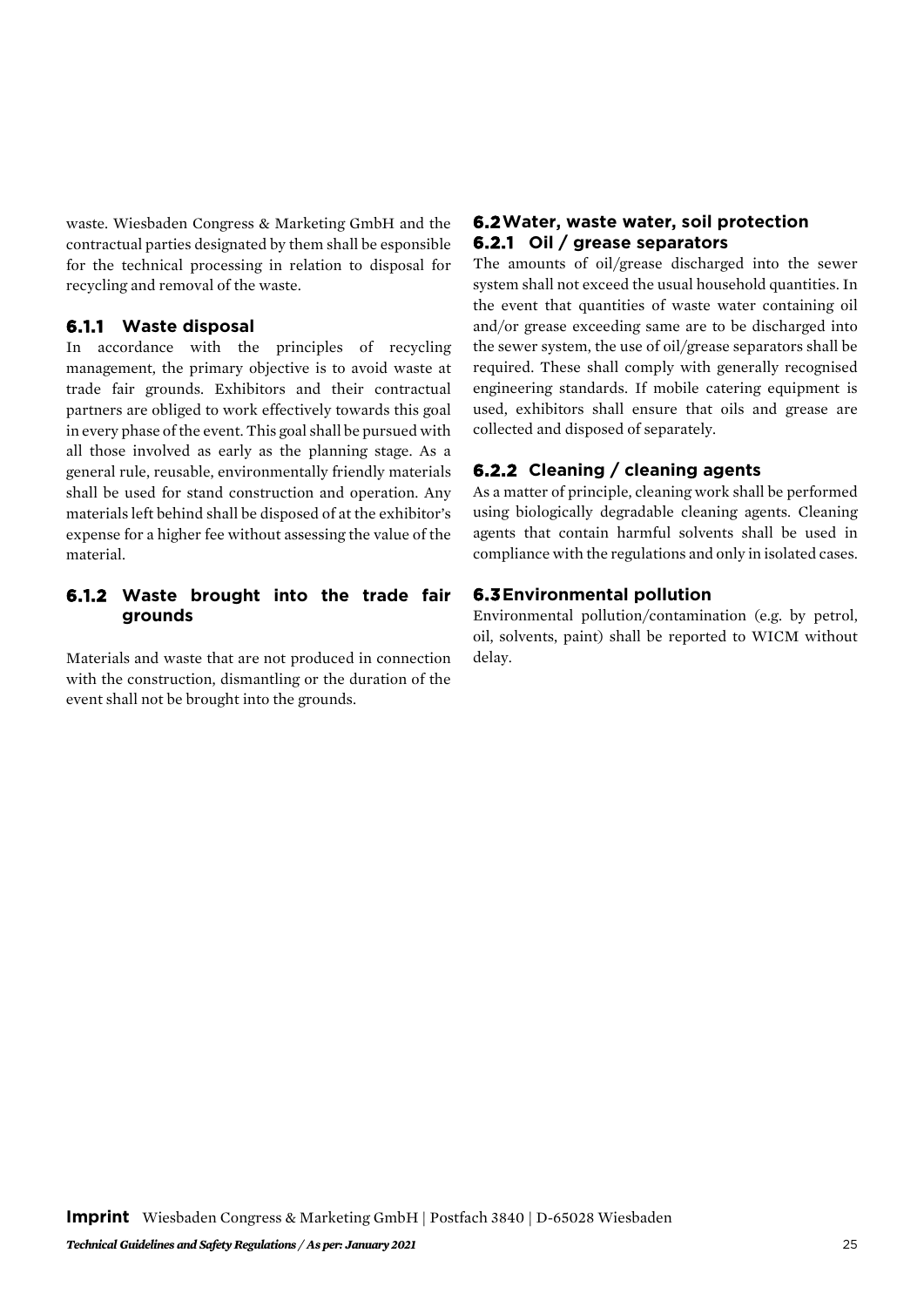waste. Wiesbaden Congress & Marketing GmbH and the contractual parties designated by them shall be esponsible for the technical processing in relation to disposal for recycling and removal of the waste.

### 6.1.1 Waste disposal

In accordance with the principles of recycling management, the primary objective is to avoid waste at trade fair grounds. Exhibitors and their contractual partners are obliged to work effectively towards this goal in every phase of the event. This goal shall be pursued with all those involved as early as the planning stage. As a general rule, reusable, environmentally friendly materials shall be used for stand construction and operation. Any materials left behind shall be disposed of at the exhibitor's expense for a higher fee without assessing the value of the material.

### 6.1.2 Waste brought into the trade fair grounds

Materials and waste that are not produced in connection with the construction, dismantling or the duration of the event shall not be brought into the grounds.

## 6.2 Water, waste water, soil protection

### 6.2.1 Oil / grease separators

The amounts of oil/grease discharged into the sewer system shall not exceed the usual household quantities. In the event that quantities of waste water containing oil and/or grease exceeding same are to be discharged into the sewer system, the use of oil/grease separators shall be required. These shall comply with generally recognised engineering standards. If mobile catering equipment is used, exhibitors shall ensure that oils and grease are collected and disposed of separately.

### 6.2.2 Cleaning / cleaning agents

As a matter of principle, cleaning work shall be performed using biologically degradable cleaning agents. Cleaning agents that contain harmful solvents shall be used in compliance with the regulations and only in isolated cases.

## 6.3 Environmental pollution

Environmental pollution/contamination (e.g. by petrol, oil, solvents, paint) shall be reported to WICM without delay.

**Imprint** Wiesbaden Congress & Marketing GmbH | Postfach 3840 | D-65028 Wiesbaden